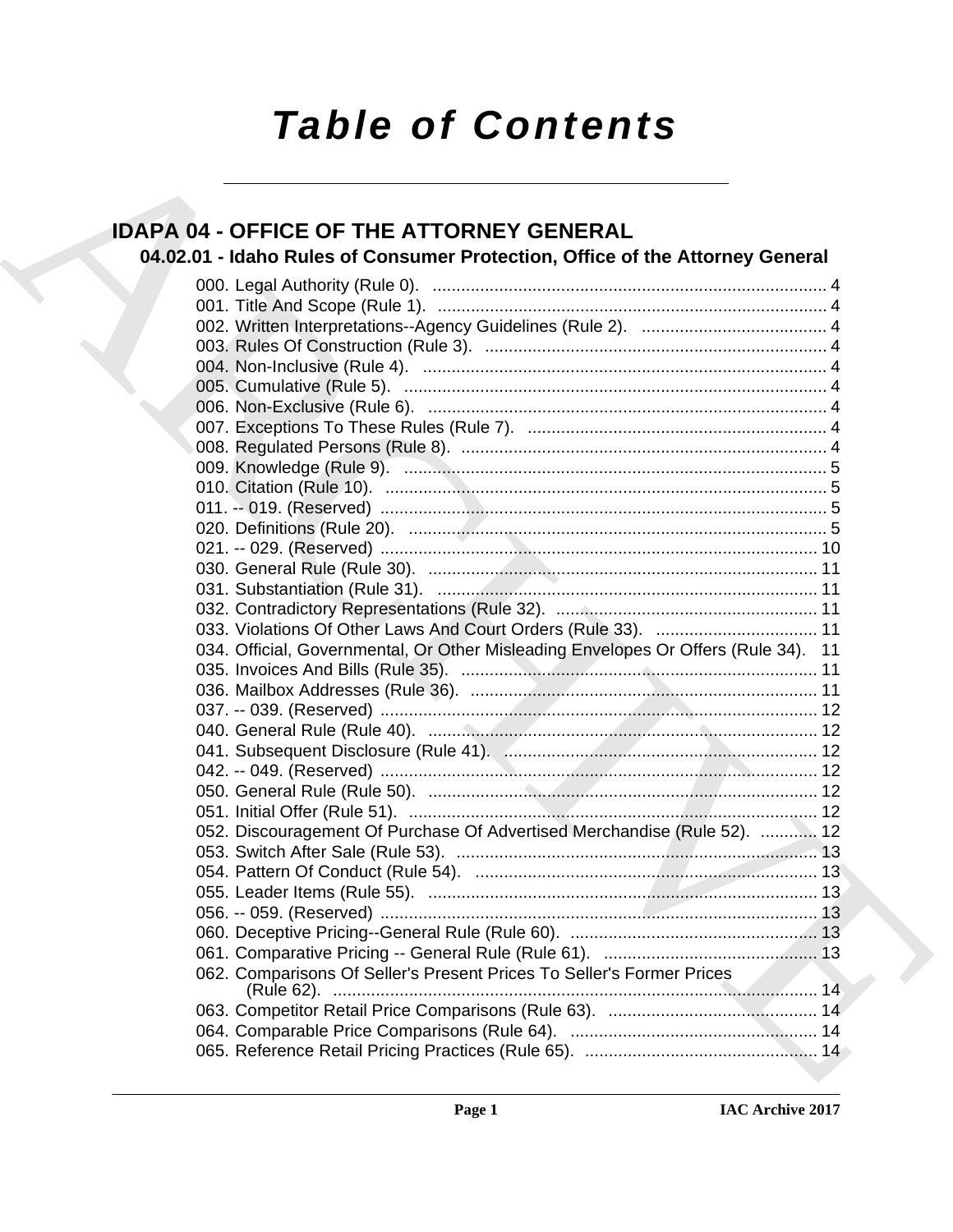# Table of Contents

## IDAPA 04 - OFFICE OF THE ATTORNEY GENERAL

### 04.02.01 - Idaho Rules of Consumer Protection, Office of the Attorney General

000. Legal Authority (Rule 0). .......... 4
001. Title And Scope (Rule 1). .......... 4
002. Written Interpretations--Agency Guidelines (Rule 2). .......... 4
003. Rules Of Construction (Rule 3). .......... 4
004. Non-Inclusive (Rule 4). .......... 4
005. Cumulative (Rule 5). .......... 4
006. Non-Exclusive (Rule 6). .......... 4
007. Exceptions To These Rules (Rule 7). .......... 4
008. Regulated Persons (Rule 8). .......... 4
009. Knowledge (Rule 9). .......... 5
010. Citation (Rule 10). .......... 5
011. -- 019. (Reserved) .......... 5
020. Definitions (Rule 20). .......... 5
021. -- 029. (Reserved) .......... 10
030. General Rule (Rule 30). .......... 11
031. Substantiation (Rule 31). .......... 11
032. Contradictory Representations (Rule 32). .......... 11
033. Violations Of Other Laws And Court Orders (Rule 33). .......... 11
034. Official, Governmental, Or Other Misleading Envelopes Or Offers (Rule 34). 11
035. Invoices And Bills (Rule 35). .......... 11
036. Mailbox Addresses (Rule 36). .......... 11
037. -- 039. (Reserved) .......... 12
040. General Rule (Rule 40). .......... 12
041. Subsequent Disclosure (Rule 41). .......... 12
042. -- 049. (Reserved) .......... 12
050. General Rule (Rule 50). .......... 12
051. Initial Offer (Rule 51). .......... 12
052. Discouragement Of Purchase Of Advertised Merchandise (Rule 52). .......... 12
053. Switch After Sale (Rule 53). .......... 13
054. Pattern Of Conduct (Rule 54). .......... 13
055. Leader Items (Rule 55). .......... 13
056. -- 059. (Reserved) .......... 13
060. Deceptive Pricing--General Rule (Rule 60). .......... 13
061. Comparative Pricing -- General Rule (Rule 61). .......... 13
062. Comparisons Of Seller's Present Prices To Seller's Former Prices (Rule 62). .......... 14
063. Competitor Retail Price Comparisons (Rule 63). .......... 14
064. Comparable Price Comparisons (Rule 64). .......... 14
065. Reference Retail Pricing Practices (Rule 65). .......... 14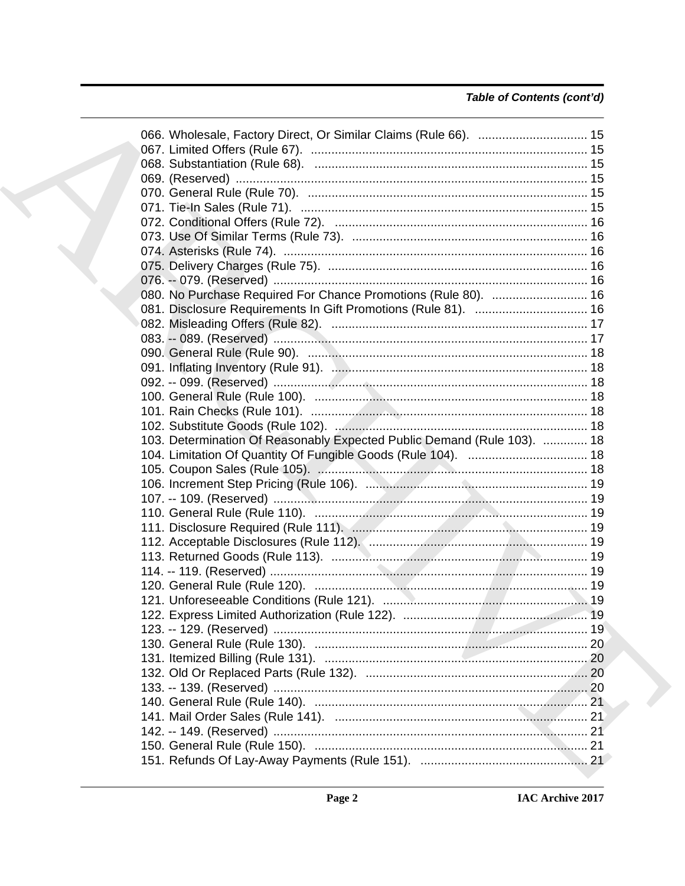*Table of Contents (cont'd)*

066. Wholesale, Factory Direct, Or Similar Claims (Rule 66). ................................ 15
067. Limited Offers (Rule 67). ................................................................................ 15
068. Substantiation (Rule 68). ................................................................................ 15
069. (Reserved) ...................................................................................................... 15
070. General Rule (Rule 70). .................................................................................. 15
071. Tie-In Sales (Rule 71). .................................................................................... 15
072. Conditional Offers (Rule 72). .......................................................................... 16
073. Use Of Similar Terms (Rule 73). ..................................................................... 16
074. Asterisks (Rule 74). ......................................................................................... 16
075. Delivery Charges (Rule 75). ............................................................................ 16
076. -- 079. (Reserved) ........................................................................................... 16
080. No Purchase Required For Chance Promotions (Rule 80). ............................ 16
081. Disclosure Requirements In Gift Promotions (Rule 81). ................................. 16
082. Misleading Offers (Rule 82). ........................................................................... 17
083. -- 089. (Reserved) ........................................................................................... 17
090. General Rule (Rule 90). .................................................................................. 18
091. Inflating Inventory (Rule 91). ........................................................................... 18
092. -- 099. (Reserved) ........................................................................................... 18
100. General Rule (Rule 100). ................................................................................ 18
101. Rain Checks (Rule 101). ................................................................................. 18
102. Substitute Goods (Rule 102). .......................................................................... 18
103. Determination Of Reasonably Expected Public Demand (Rule 103). ............. 18
104. Limitation Of Quantity Of Fungible Goods (Rule 104). ................................... 18
105. Coupon Sales (Rule 105). ............................................................................... 18
106. Increment Step Pricing (Rule 106). ................................................................. 19
107. -- 109. (Reserved) ........................................................................................... 19
110. General Rule (Rule 110). ................................................................................ 19
111. Disclosure Required (Rule 111). ..................................................................... 19
112. Acceptable Disclosures (Rule 112). ................................................................ 19
113. Returned Goods (Rule 113). ........................................................................... 19
114. -- 119. (Reserved) ........................................................................................... 19
120. General Rule (Rule 120). ................................................................................ 19
121. Unforeseeable Conditions (Rule 121). ............................................................ 19
122. Express Limited Authorization (Rule 122). ...................................................... 19
123. -- 129. (Reserved) ........................................................................................... 19
130. General Rule (Rule 130). ................................................................................ 20
131. Itemized Billing (Rule 131). ............................................................................. 20
132. Old Or Replaced Parts (Rule 132). ................................................................. 20
133. -- 139. (Reserved) ........................................................................................... 20
140. General Rule (Rule 140). ................................................................................ 21
141. Mail Order Sales (Rule 141). .......................................................................... 21
142. -- 149. (Reserved) ........................................................................................... 21
150. General Rule (Rule 150). ................................................................................ 21
151. Refunds Of Lay-Away Payments (Rule 151). ................................................. 21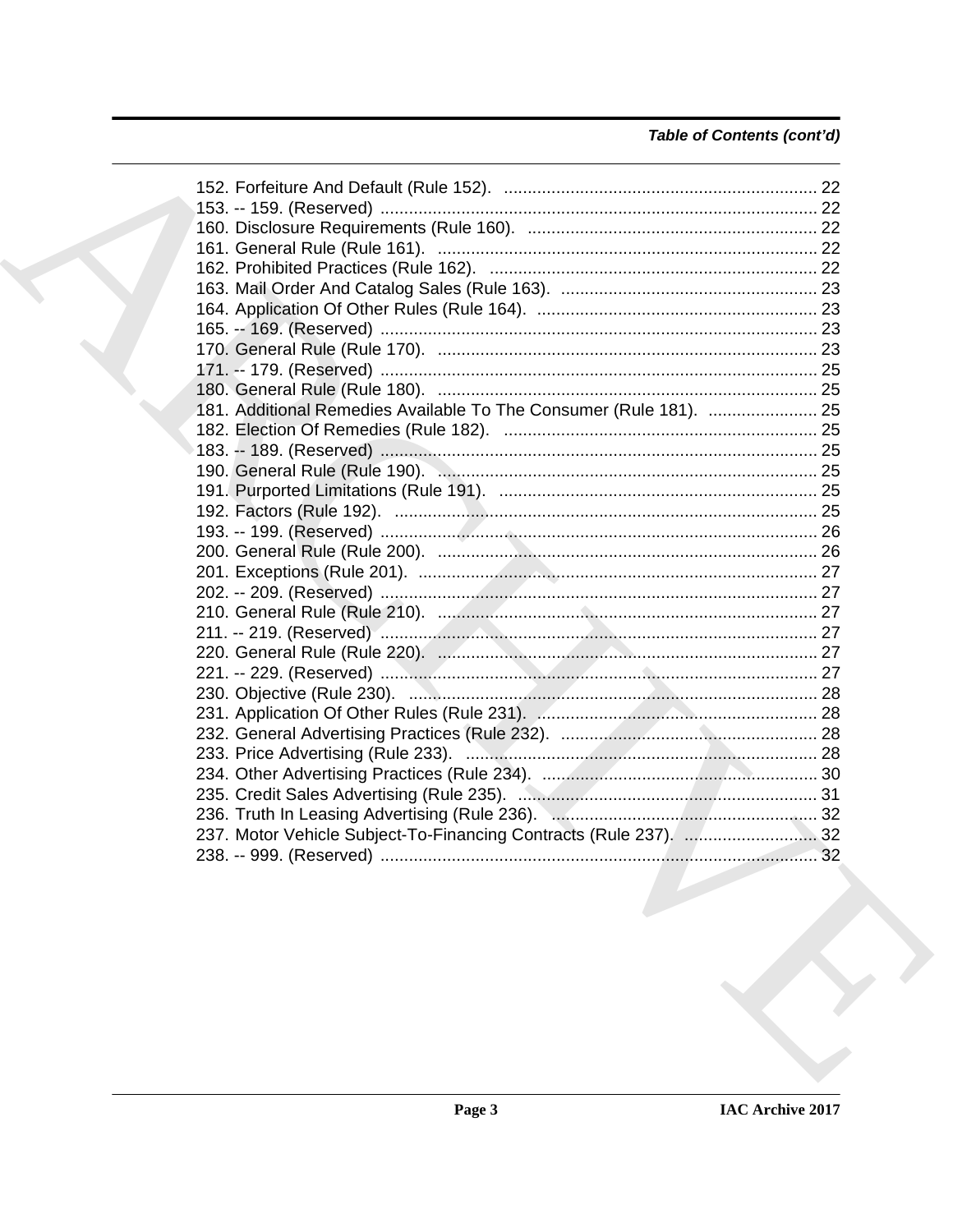*Table of Contents (cont'd)*

152. Forfeiture And Default (Rule 152). .................................................................. 22
153. -- 159. (Reserved) ............................................................................................ 22
160. Disclosure Requirements (Rule 160). ............................................................. 22
161. General Rule (Rule 161). ................................................................................ 22
162. Prohibited Practices (Rule 162). ..................................................................... 22
163. Mail Order And Catalog Sales (Rule 163). ...................................................... 23
164. Application Of Other Rules (Rule 164). ........................................................... 23
165. -- 169. (Reserved) ............................................................................................ 23
170. General Rule (Rule 170). ................................................................................ 23
171. -- 179. (Reserved) ............................................................................................ 25
180. General Rule (Rule 180). ................................................................................ 25
181. Additional Remedies Available To The Consumer (Rule 181). ....................... 25
182. Election Of Remedies (Rule 182). .................................................................. 25
183. -- 189. (Reserved) ............................................................................................ 25
190. General Rule (Rule 190). ................................................................................ 25
191. Purported Limitations (Rule 191). ................................................................... 25
192. Factors (Rule 192). ......................................................................................... 25
193. -- 199. (Reserved) ............................................................................................ 26
200. General Rule (Rule 200). ................................................................................ 26
201. Exceptions (Rule 201). .................................................................................... 27
202. -- 209. (Reserved) ............................................................................................ 27
210. General Rule (Rule 210). ................................................................................ 27
211. -- 219. (Reserved) ............................................................................................ 27
220. General Rule (Rule 220). ................................................................................ 27
221. -- 229. (Reserved) ............................................................................................ 27
230. Objective (Rule 230). ...................................................................................... 28
231. Application Of Other Rules (Rule 231). ........................................................... 28
232. General Advertising Practices (Rule 232). ...................................................... 28
233. Price Advertising (Rule 233). .......................................................................... 28
234. Other Advertising Practices (Rule 234). .......................................................... 30
235. Credit Sales Advertising (Rule 235). ............................................................... 31
236. Truth In Leasing Advertising (Rule 236). ........................................................ 32
237. Motor Vehicle Subject-To-Financing Contracts (Rule 237). ............................ 32
238. -- 999. (Reserved) ............................................................................................ 32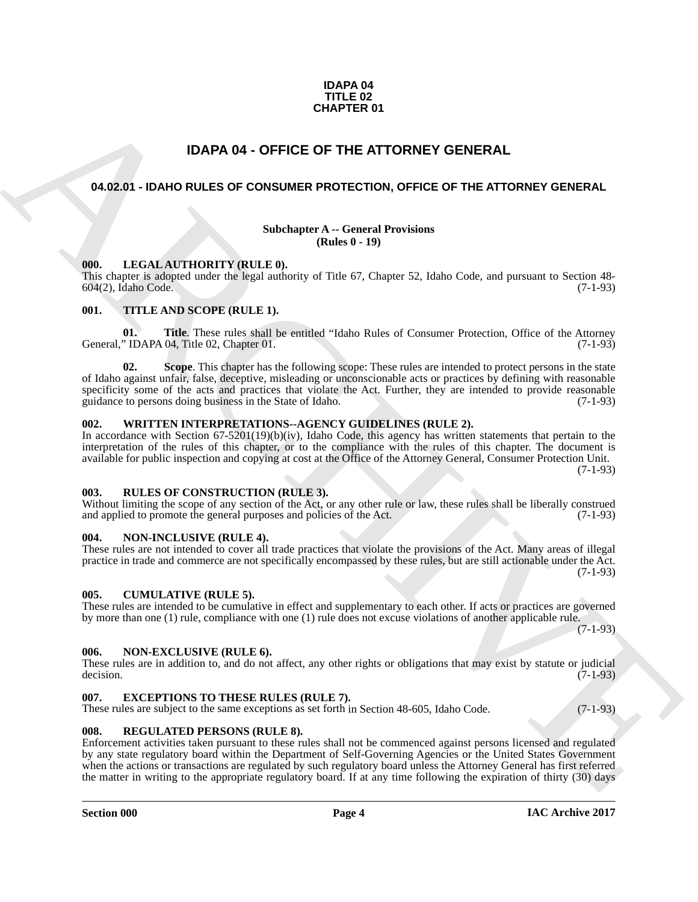**IDAPA 04**
**TITLE 02**
**CHAPTER 01**

# IDAPA 04 - OFFICE OF THE ATTORNEY GENERAL

## 04.02.01 - IDAHO RULES OF CONSUMER PROTECTION, OFFICE OF THE ATTORNEY GENERAL

**Subchapter A -- General Provisions**
**(Rules 0 - 19)**

### 000. LEGAL AUTHORITY (RULE 0).

This chapter is adopted under the legal authority of Title 67, Chapter 52, Idaho Code, and pursuant to Section 48-604(2), Idaho Code. (7-1-93)

### 001. TITLE AND SCOPE (RULE 1).

**01. Title**. These rules shall be entitled "Idaho Rules of Consumer Protection, Office of the Attorney General," IDAPA 04, Title 02, Chapter 01. (7-1-93)

**02. Scope**. This chapter has the following scope: These rules are intended to protect persons in the state of Idaho against unfair, false, deceptive, misleading or unconscionable acts or practices by defining with reasonable specificity some of the acts and practices that violate the Act. Further, they are intended to provide reasonable guidance to persons doing business in the State of Idaho. (7-1-93)

### 002. WRITTEN INTERPRETATIONS--AGENCY GUIDELINES (RULE 2).

In accordance with Section 67-5201(19)(b)(iv), Idaho Code, this agency has written statements that pertain to the interpretation of the rules of this chapter, or to the compliance with the rules of this chapter. The document is available for public inspection and copying at cost at the Office of the Attorney General, Consumer Protection Unit. (7-1-93)

### 003. RULES OF CONSTRUCTION (RULE 3).

Without limiting the scope of any section of the Act, or any other rule or law, these rules shall be liberally construed and applied to promote the general purposes and policies of the Act. (7-1-93)

### 004. NON-INCLUSIVE (RULE 4).

These rules are not intended to cover all trade practices that violate the provisions of the Act. Many areas of illegal practice in trade and commerce are not specifically encompassed by these rules, but are still actionable under the Act. (7-1-93)

### 005. CUMULATIVE (RULE 5).

These rules are intended to be cumulative in effect and supplementary to each other. If acts or practices are governed by more than one (1) rule, compliance with one (1) rule does not excuse violations of another applicable rule. (7-1-93)

### 006. NON-EXCLUSIVE (RULE 6).

These rules are in addition to, and do not affect, any other rights or obligations that may exist by statute or judicial decision. (7-1-93)

### 007. EXCEPTIONS TO THESE RULES (RULE 7).

These rules are subject to the same exceptions as set forth in Section 48-605, Idaho Code. (7-1-93)

### 008. REGULATED PERSONS (RULE 8).

Enforcement activities taken pursuant to these rules shall not be commenced against persons licensed and regulated by any state regulatory board within the Department of Self-Governing Agencies or the United States Government when the actions or transactions are regulated by such regulatory board unless the Attorney General has first referred the matter in writing to the appropriate regulatory board. If at any time following the expiration of thirty (30) days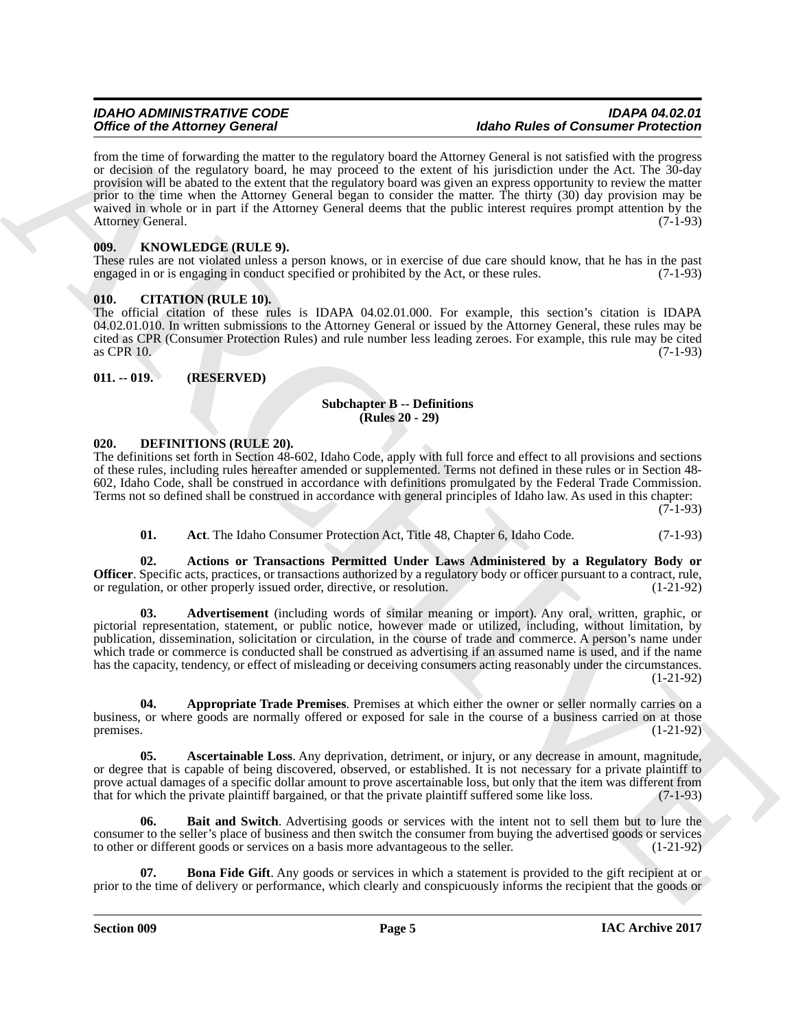from the time of forwarding the matter to the regulatory board the Attorney General is not satisfied with the progress or decision of the regulatory board, he may proceed to the extent of his jurisdiction under the Act. The 30-day provision will be abated to the extent that the regulatory board was given an express opportunity to review the matter prior to the time when the Attorney General began to consider the matter. The thirty (30) day provision may be waived in whole or in part if the Attorney General deems that the public interest requires prompt attention by the Attorney General. (7-1-93)

## 009. KNOWLEDGE (RULE 9).

These rules are not violated unless a person knows, or in exercise of due care should know, that he has in the past engaged in or is engaging in conduct specified or prohibited by the Act, or these rules. (7-1-93)

## 010. CITATION (RULE 10).

The official citation of these rules is IDAPA 04.02.01.000. For example, this section's citation is IDAPA 04.02.01.010. In written submissions to the Attorney General or issued by the Attorney General, these rules may be cited as CPR (Consumer Protection Rules) and rule number less leading zeroes. For example, this rule may be cited as CPR 10. (7-1-93)

## 011. -- 019. (RESERVED)

### Subchapter B -- Definitions (Rules 20 - 29)

## 020. DEFINITIONS (RULE 20).

The definitions set forth in Section 48-602, Idaho Code, apply with full force and effect to all provisions and sections of these rules, including rules hereafter amended or supplemented. Terms not defined in these rules or in Section 48-602, Idaho Code, shall be construed in accordance with definitions promulgated by the Federal Trade Commission. Terms not so defined shall be construed in accordance with general principles of Idaho law. As used in this chapter: (7-1-93)

**01. Act**. The Idaho Consumer Protection Act, Title 48, Chapter 6, Idaho Code. (7-1-93)

**02. Actions or Transactions Permitted Under Laws Administered by a Regulatory Body or Officer**. Specific acts, practices, or transactions authorized by a regulatory body or officer pursuant to a contract, rule, or regulation, or other properly issued order, directive, or resolution. (1-21-92)

**03. Advertisement** (including words of similar meaning or import). Any oral, written, graphic, or pictorial representation, statement, or public notice, however made or utilized, including, without limitation, by publication, dissemination, solicitation or circulation, in the course of trade and commerce. A person's name under which trade or commerce is conducted shall be construed as advertising if an assumed name is used, and if the name has the capacity, tendency, or effect of misleading or deceiving consumers acting reasonably under the circumstances. (1-21-92)

**04. Appropriate Trade Premises**. Premises at which either the owner or seller normally carries on a business, or where goods are normally offered or exposed for sale in the course of a business carried on at those premises. (1-21-92)

**05. Ascertainable Loss**. Any deprivation, detriment, or injury, or any decrease in amount, magnitude, or degree that is capable of being discovered, observed, or established. It is not necessary for a private plaintiff to prove actual damages of a specific dollar amount to prove ascertainable loss, but only that the item was different from that for which the private plaintiff bargained, or that the private plaintiff suffered some like loss. (7-1-93)

**06. Bait and Switch**. Advertising goods or services with the intent not to sell them but to lure the consumer to the seller's place of business and then switch the consumer from buying the advertised goods or services to other or different goods or services on a basis more advantageous to the seller. (1-21-92)

**07. Bona Fide Gift**. Any goods or services in which a statement is provided to the gift recipient at or prior to the time of delivery or performance, which clearly and conspicuously informs the recipient that the goods or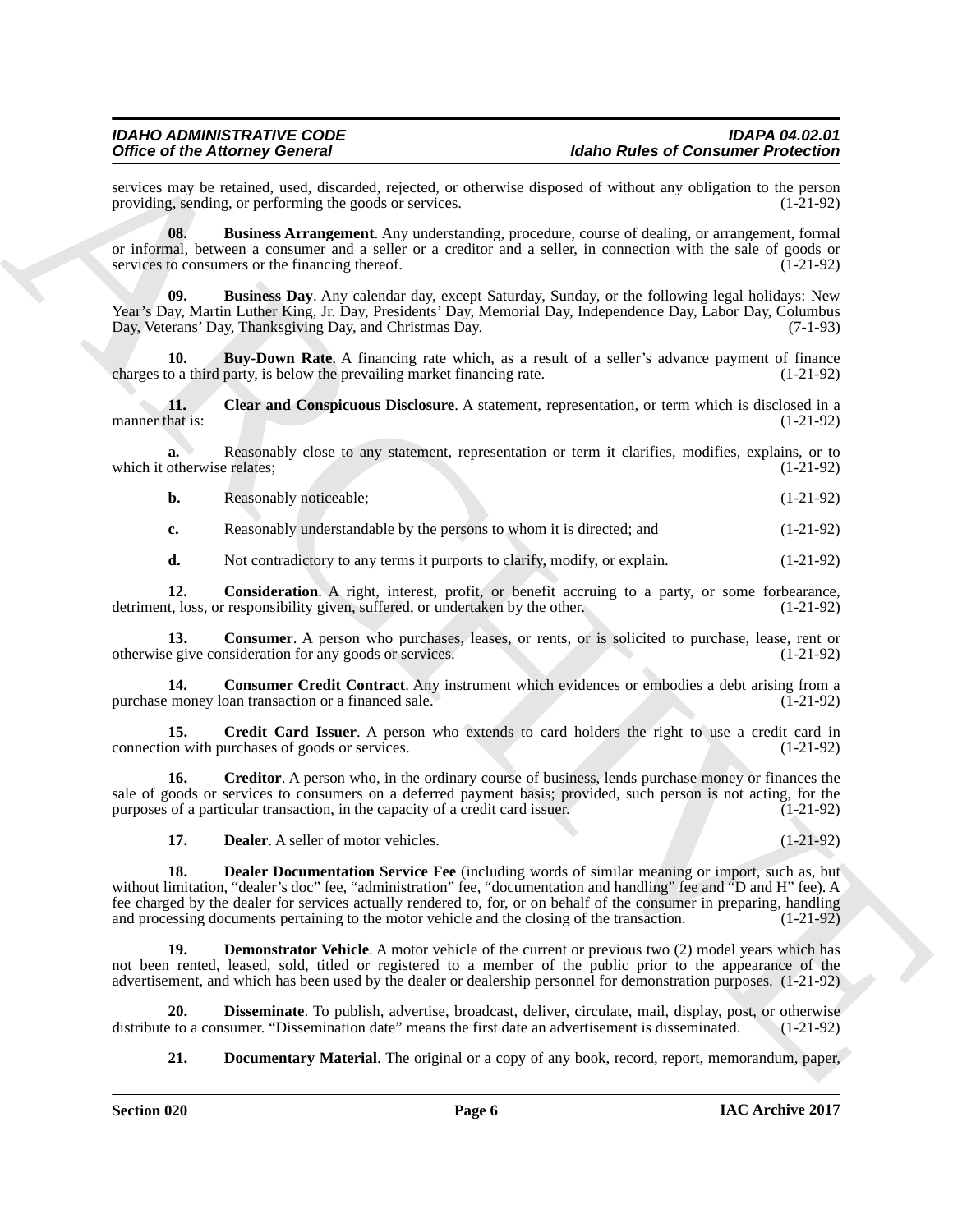services may be retained, used, discarded, rejected, or otherwise disposed of without any obligation to the person providing, sending, or performing the goods or services. (1-21-92)

**08. Business Arrangement**. Any understanding, procedure, course of dealing, or arrangement, formal or informal, between a consumer and a seller or a creditor and a seller, in connection with the sale of goods or services to consumers or the financing thereof. (1-21-92)

**09. Business Day**. Any calendar day, except Saturday, Sunday, or the following legal holidays: New Year's Day, Martin Luther King, Jr. Day, Presidents' Day, Memorial Day, Independence Day, Labor Day, Columbus Day, Veterans' Day, Thanksgiving Day, and Christmas Day. (7-1-93)

**10. Buy-Down Rate**. A financing rate which, as a result of a seller's advance payment of finance charges to a third party, is below the prevailing market financing rate. (1-21-92)

**11. Clear and Conspicuous Disclosure**. A statement, representation, or term which is disclosed in a manner that is: (1-21-92)

**a.** Reasonably close to any statement, representation or term it clarifies, modifies, explains, or to which it otherwise relates; (1-21-92)

**b.** Reasonably noticeable; (1-21-92)

**c.** Reasonably understandable by the persons to whom it is directed; and (1-21-92)

**d.** Not contradictory to any terms it purports to clarify, modify, or explain. (1-21-92)

**12. Consideration**. A right, interest, profit, or benefit accruing to a party, or some forbearance, detriment, loss, or responsibility given, suffered, or undertaken by the other. (1-21-92)

**13. Consumer**. A person who purchases, leases, or rents, or is solicited to purchase, lease, rent or otherwise give consideration for any goods or services. (1-21-92)

**14. Consumer Credit Contract**. Any instrument which evidences or embodies a debt arising from a purchase money loan transaction or a financed sale. (1-21-92)

**15. Credit Card Issuer**. A person who extends to card holders the right to use a credit card in connection with purchases of goods or services. (1-21-92)

**16. Creditor**. A person who, in the ordinary course of business, lends purchase money or finances the sale of goods or services to consumers on a deferred payment basis; provided, such person is not acting, for the purposes of a particular transaction, in the capacity of a credit card issuer. (1-21-92)

**17. Dealer**. A seller of motor vehicles. (1-21-92)

**18. Dealer Documentation Service Fee** (including words of similar meaning or import, such as, but without limitation, "dealer's doc" fee, "administration" fee, "documentation and handling" fee and "D and H" fee). A fee charged by the dealer for services actually rendered to, for, or on behalf of the consumer in preparing, handling and processing documents pertaining to the motor vehicle and the closing of the transaction. (1-21-92)

**19. Demonstrator Vehicle**. A motor vehicle of the current or previous two (2) model years which has not been rented, leased, sold, titled or registered to a member of the public prior to the appearance of the advertisement, and which has been used by the dealer or dealership personnel for demonstration purposes. (1-21-92)

**20. Disseminate**. To publish, advertise, broadcast, deliver, circulate, mail, display, post, or otherwise distribute to a consumer. "Dissemination date" means the first date an advertisement is disseminated. (1-21-92)

**21. Documentary Material**. The original or a copy of any book, record, report, memorandum, paper,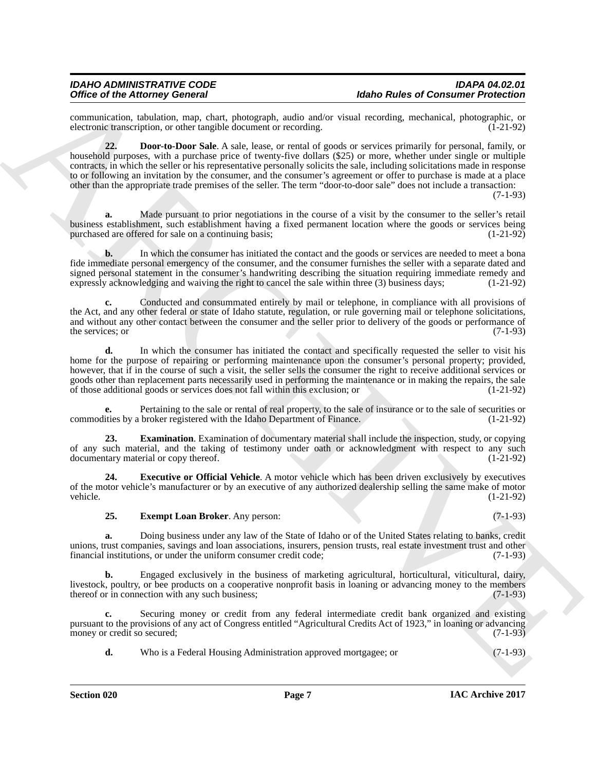communication, tabulation, map, chart, photograph, audio and/or visual recording, mechanical, photographic, or electronic transcription, or other tangible document or recording. (1-21-92)

**22. Door-to-Door Sale**. A sale, lease, or rental of goods or services primarily for personal, family, or household purposes, with a purchase price of twenty-five dollars ($25) or more, whether under single or multiple contracts, in which the seller or his representative personally solicits the sale, including solicitations made in response to or following an invitation by the consumer, and the consumer's agreement or offer to purchase is made at a place other than the appropriate trade premises of the seller. The term "door-to-door sale" does not include a transaction: (7-1-93)

**a.** Made pursuant to prior negotiations in the course of a visit by the consumer to the seller's retail business establishment, such establishment having a fixed permanent location where the goods or services being purchased are offered for sale on a continuing basis; (1-21-92)

**b.** In which the consumer has initiated the contact and the goods or services are needed to meet a bona fide immediate personal emergency of the consumer, and the consumer furnishes the seller with a separate dated and signed personal statement in the consumer's handwriting describing the situation requiring immediate remedy and expressly acknowledging and waiving the right to cancel the sale within three (3) business days; (1-21-92)

**c.** Conducted and consummated entirely by mail or telephone, in compliance with all provisions of the Act, and any other federal or state of Idaho statute, regulation, or rule governing mail or telephone solicitations, and without any other contact between the consumer and the seller prior to delivery of the goods or performance of the services; or (7-1-93)

**d.** In which the consumer has initiated the contact and specifically requested the seller to visit his home for the purpose of repairing or performing maintenance upon the consumer's personal property; provided, however, that if in the course of such a visit, the seller sells the consumer the right to receive additional services or goods other than replacement parts necessarily used in performing the maintenance or in making the repairs, the sale of those additional goods or services does not fall within this exclusion; or (1-21-92)

**e.** Pertaining to the sale or rental of real property, to the sale of insurance or to the sale of securities or commodities by a broker registered with the Idaho Department of Finance. (1-21-92)

**23. Examination**. Examination of documentary material shall include the inspection, study, or copying of any such material, and the taking of testimony under oath or acknowledgment with respect to any such documentary material or copy thereof. (1-21-92)

**24. Executive or Official Vehicle**. A motor vehicle which has been driven exclusively by executives of the motor vehicle's manufacturer or by an executive of any authorized dealership selling the same make of motor vehicle. (1-21-92)

**25. Exempt Loan Broker**. Any person: (7-1-93)

**a.** Doing business under any law of the State of Idaho or of the United States relating to banks, credit unions, trust companies, savings and loan associations, insurers, pension trusts, real estate investment trust and other financial institutions, or under the uniform consumer credit code; (7-1-93)

**b.** Engaged exclusively in the business of marketing agricultural, horticultural, viticultural, dairy, livestock, poultry, or bee products on a cooperative nonprofit basis in loaning or advancing money to the members thereof or in connection with any such business; (7-1-93)

**c.** Securing money or credit from any federal intermediate credit bank organized and existing pursuant to the provisions of any act of Congress entitled "Agricultural Credits Act of 1923," in loaning or advancing money or credit so secured; (7-1-93)

**d.** Who is a Federal Housing Administration approved mortgagee; or (7-1-93)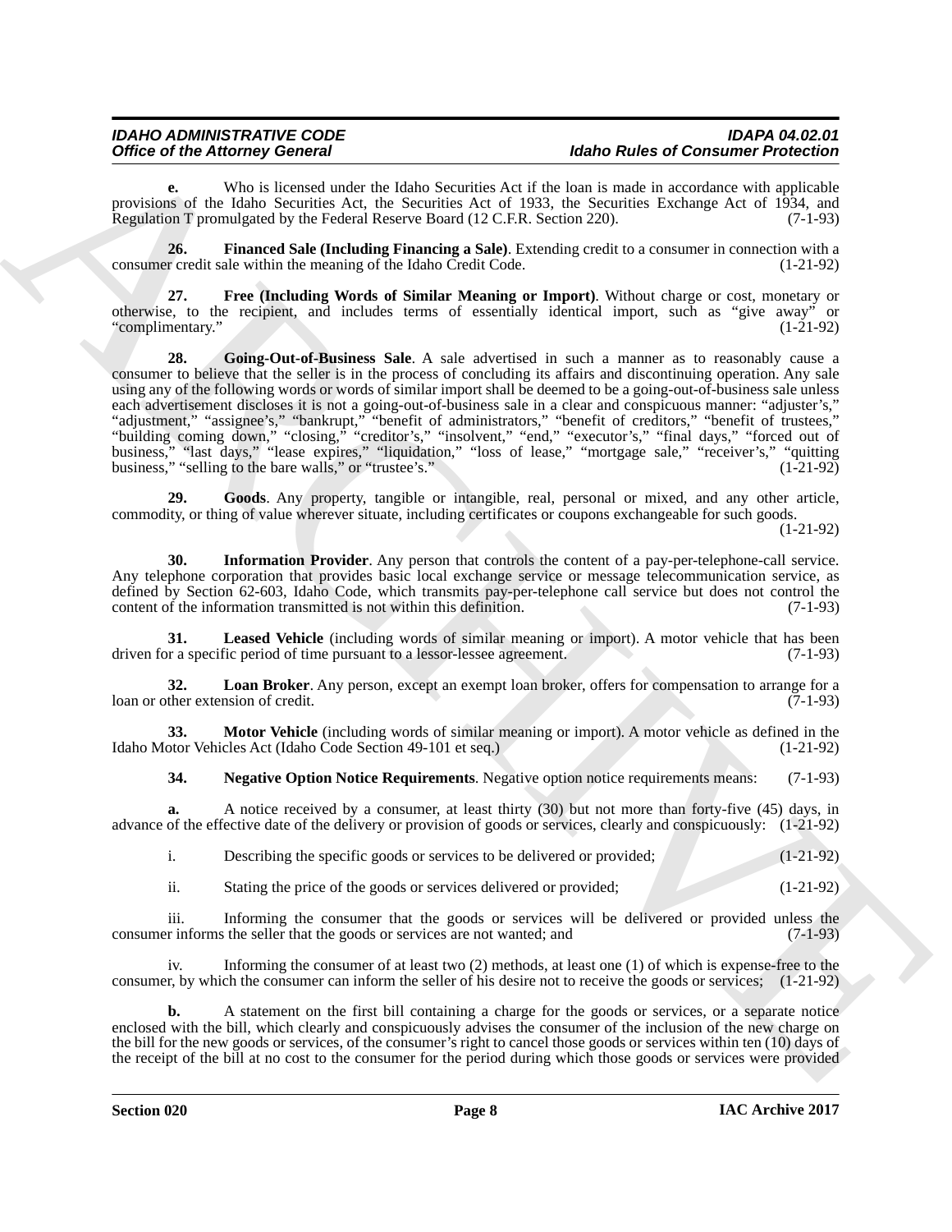**e.** Who is licensed under the Idaho Securities Act if the loan is made in accordance with applicable provisions of the Idaho Securities Act, the Securities Act of 1933, the Securities Exchange Act of 1934, and Regulation T promulgated by the Federal Reserve Board (12 C.F.R. Section 220). (7-1-93)

**26. Financed Sale (Including Financing a Sale)**. Extending credit to a consumer in connection with a consumer credit sale within the meaning of the Idaho Credit Code. (1-21-92)

**27. Free (Including Words of Similar Meaning or Import)**. Without charge or cost, monetary or otherwise, to the recipient, and includes terms of essentially identical import, such as "give away" or "complimentary." (1-21-92)

**28. Going-Out-of-Business Sale**. A sale advertised in such a manner as to reasonably cause a consumer to believe that the seller is in the process of concluding its affairs and discontinuing operation. Any sale using any of the following words or words of similar import shall be deemed to be a going-out-of-business sale unless each advertisement discloses it is not a going-out-of-business sale in a clear and conspicuous manner: "adjuster's," "adjustment," "assignee's," "bankrupt," "benefit of administrators," "benefit of creditors," "benefit of trustees," "building coming down," "closing," "creditor's," "insolvent," "end," "executor's," "final days," "forced out of business," "last days," "lease expires," "liquidation," "loss of lease," "mortgage sale," "receiver's," "quitting business," "selling to the bare walls," or "trustee's." (1-21-92)

**29. Goods**. Any property, tangible or intangible, real, personal or mixed, and any other article, commodity, or thing of value wherever situate, including certificates or coupons exchangeable for such goods. (1-21-92)

**30. Information Provider**. Any person that controls the content of a pay-per-telephone-call service. Any telephone corporation that provides basic local exchange service or message telecommunication service, as defined by Section 62-603, Idaho Code, which transmits pay-per-telephone call service but does not control the content of the information transmitted is not within this definition. (7-1-93)

**31. Leased Vehicle** (including words of similar meaning or import). A motor vehicle that has been driven for a specific period of time pursuant to a lessor-lessee agreement. (7-1-93)

**32. Loan Broker**. Any person, except an exempt loan broker, offers for compensation to arrange for a loan or other extension of credit. (7-1-93)

**33. Motor Vehicle** (including words of similar meaning or import). A motor vehicle as defined in the Idaho Motor Vehicles Act (Idaho Code Section 49-101 et seq.) (1-21-92)

**34. Negative Option Notice Requirements**. Negative option notice requirements means: (7-1-93)

**a.** A notice received by a consumer, at least thirty (30) but not more than forty-five (45) days, in advance of the effective date of the delivery or provision of goods or services, clearly and conspicuously: (1-21-92)

i. Describing the specific goods or services to be delivered or provided; (1-21-92)

ii. Stating the price of the goods or services delivered or provided; (1-21-92)

iii. Informing the consumer that the goods or services will be delivered or provided unless the consumer informs the seller that the goods or services are not wanted; and (7-1-93)

iv. Informing the consumer of at least two (2) methods, at least one (1) of which is expense-free to the consumer, by which the consumer can inform the seller of his desire not to receive the goods or services; (1-21-92)

**b.** A statement on the first bill containing a charge for the goods or services, or a separate notice enclosed with the bill, which clearly and conspicuously advises the consumer of the inclusion of the new charge on the bill for the new goods or services, of the consumer's right to cancel those goods or services within ten (10) days of the receipt of the bill at no cost to the consumer for the period during which those goods or services were provided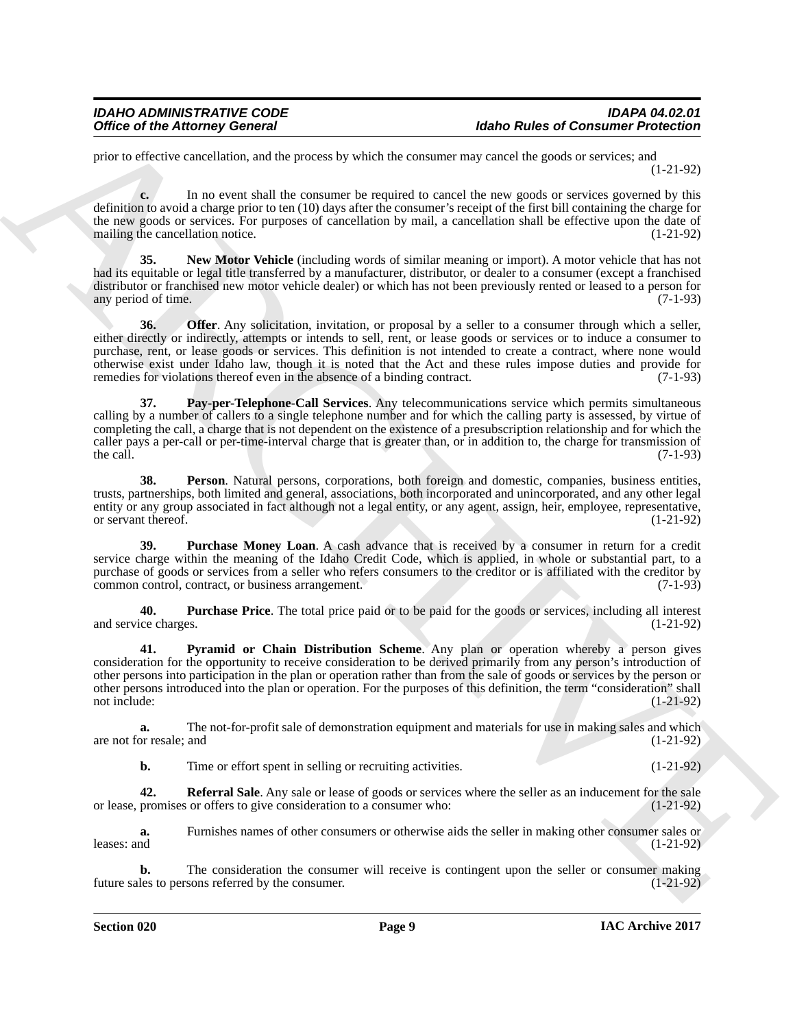prior to effective cancellation, and the process by which the consumer may cancel the goods or services; and (1-21-92)

**c.** In no event shall the consumer be required to cancel the new goods or services governed by this definition to avoid a charge prior to ten (10) days after the consumer's receipt of the first bill containing the charge for the new goods or services. For purposes of cancellation by mail, a cancellation shall be effective upon the date of mailing the cancellation notice. (1-21-92)

**35. New Motor Vehicle** (including words of similar meaning or import). A motor vehicle that has not had its equitable or legal title transferred by a manufacturer, distributor, or dealer to a consumer (except a franchised distributor or franchised new motor vehicle dealer) or which has not been previously rented or leased to a person for any period of time. (7-1-93)

**36. Offer**. Any solicitation, invitation, or proposal by a seller to a consumer through which a seller, either directly or indirectly, attempts or intends to sell, rent, or lease goods or services or to induce a consumer to purchase, rent, or lease goods or services. This definition is not intended to create a contract, where none would otherwise exist under Idaho law, though it is noted that the Act and these rules impose duties and provide for remedies for violations thereof even in the absence of a binding contract. (7-1-93)

**37. Pay-per-Telephone-Call Services**. Any telecommunications service which permits simultaneous calling by a number of callers to a single telephone number and for which the calling party is assessed, by virtue of completing the call, a charge that is not dependent on the existence of a presubscription relationship and for which the caller pays a per-call or per-time-interval charge that is greater than, or in addition to, the charge for transmission of the call. (7-1-93)

**38. Person**. Natural persons, corporations, both foreign and domestic, companies, business entities, trusts, partnerships, both limited and general, associations, both incorporated and unincorporated, and any other legal entity or any group associated in fact although not a legal entity, or any agent, assign, heir, employee, representative, or servant thereof. (1-21-92)

**39. Purchase Money Loan**. A cash advance that is received by a consumer in return for a credit service charge within the meaning of the Idaho Credit Code, which is applied, in whole or substantial part, to a purchase of goods or services from a seller who refers consumers to the creditor or is affiliated with the creditor by common control, contract, or business arrangement. (7-1-93)

**40. Purchase Price**. The total price paid or to be paid for the goods or services, including all interest and service charges. (1-21-92)

**41. Pyramid or Chain Distribution Scheme**. Any plan or operation whereby a person gives consideration for the opportunity to receive consideration to be derived primarily from any person's introduction of other persons into participation in the plan or operation rather than from the sale of goods or services by the person or other persons introduced into the plan or operation. For the purposes of this definition, the term "consideration" shall not include: (1-21-92)

**a.** The not-for-profit sale of demonstration equipment and materials for use in making sales and which are not for resale; and (1-21-92)

**b.** Time or effort spent in selling or recruiting activities. (1-21-92)

**42. Referral Sale**. Any sale or lease of goods or services where the seller as an inducement for the sale or lease, promises or offers to give consideration to a consumer who: (1-21-92)

**a.** Furnishes names of other consumers or otherwise aids the seller in making other consumer sales or leases: and (1-21-92)

**b.** The consideration the consumer will receive is contingent upon the seller or consumer making future sales to persons referred by the consumer. (1-21-92)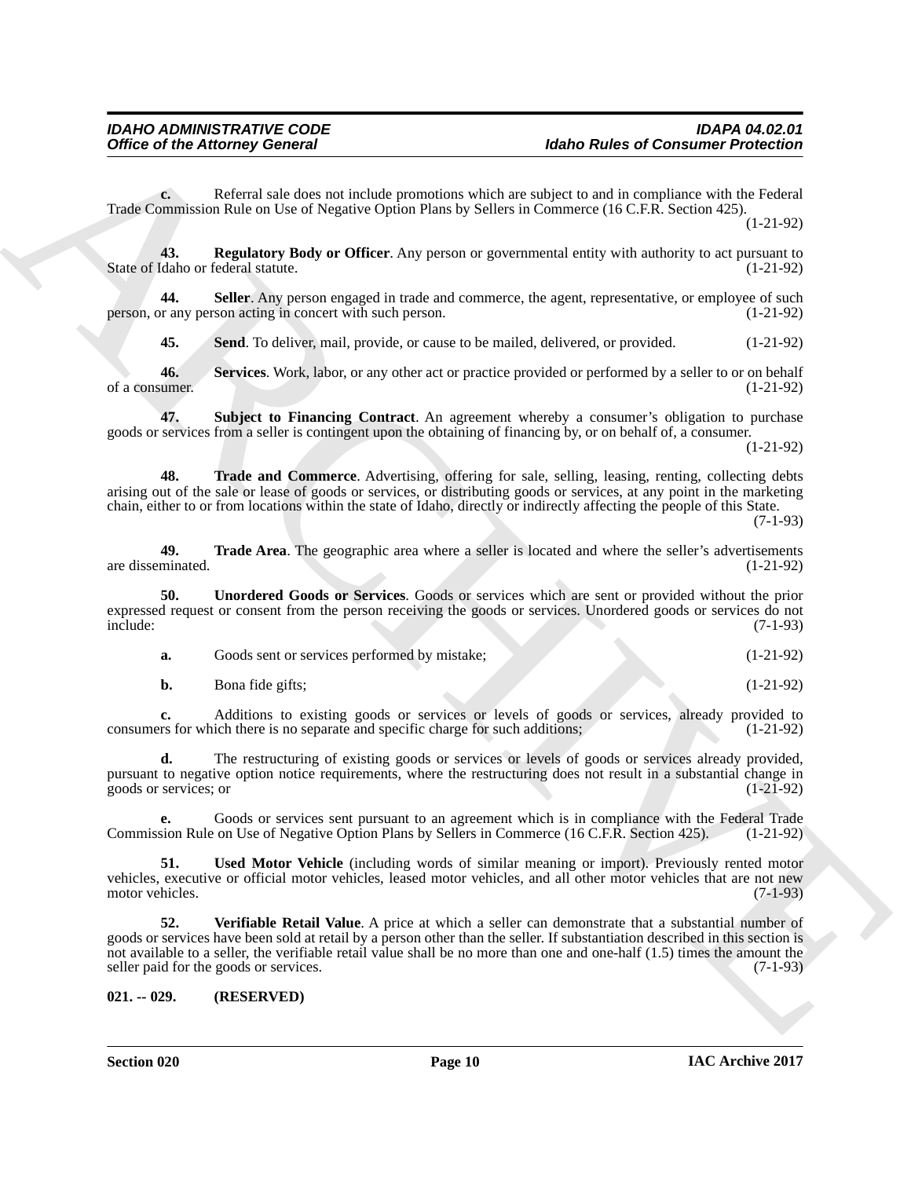**c.** Referral sale does not include promotions which are subject to and in compliance with the Federal Trade Commission Rule on Use of Negative Option Plans by Sellers in Commerce (16 C.F.R. Section 425). (1-21-92)

**43. Regulatory Body or Officer**. Any person or governmental entity with authority to act pursuant to State of Idaho or federal statute. (1-21-92)

**44. Seller**. Any person engaged in trade and commerce, the agent, representative, or employee of such person, or any person acting in concert with such person. (1-21-92)

**45. Send**. To deliver, mail, provide, or cause to be mailed, delivered, or provided. (1-21-92)

**46. Services**. Work, labor, or any other act or practice provided or performed by a seller to or on behalf of a consumer. (1-21-92)

**47. Subject to Financing Contract**. An agreement whereby a consumer's obligation to purchase goods or services from a seller is contingent upon the obtaining of financing by, or on behalf of, a consumer. (1-21-92)

**48. Trade and Commerce**. Advertising, offering for sale, selling, leasing, renting, collecting debts arising out of the sale or lease of goods or services, or distributing goods or services, at any point in the marketing chain, either to or from locations within the state of Idaho, directly or indirectly affecting the people of this State. (7-1-93)

**49. Trade Area**. The geographic area where a seller is located and where the seller's advertisements are disseminated. (1-21-92)

**50. Unordered Goods or Services**. Goods or services which are sent or provided without the prior expressed request or consent from the person receiving the goods or services. Unordered goods or services do not include: (7-1-93)

**a.** Goods sent or services performed by mistake; (1-21-92)

**b.** Bona fide gifts; (1-21-92)

**c.** Additions to existing goods or services or levels of goods or services, already provided to consumers for which there is no separate and specific charge for such additions; (1-21-92)

**d.** The restructuring of existing goods or services or levels of goods or services already provided, pursuant to negative option notice requirements, where the restructuring does not result in a substantial change in goods or services; or (1-21-92)

**e.** Goods or services sent pursuant to an agreement which is in compliance with the Federal Trade Commission Rule on Use of Negative Option Plans by Sellers in Commerce (16 C.F.R. Section 425). (1-21-92)

**51. Used Motor Vehicle** (including words of similar meaning or import). Previously rented motor vehicles, executive or official motor vehicles, leased motor vehicles, and all other motor vehicles that are not new motor vehicles. (7-1-93)

**52. Verifiable Retail Value**. A price at which a seller can demonstrate that a substantial number of goods or services have been sold at retail by a person other than the seller. If substantiation described in this section is not available to a seller, the verifiable retail value shall be no more than one and one-half (1.5) times the amount the seller paid for the goods or services. (7-1-93)

**021. -- 029. (RESERVED)**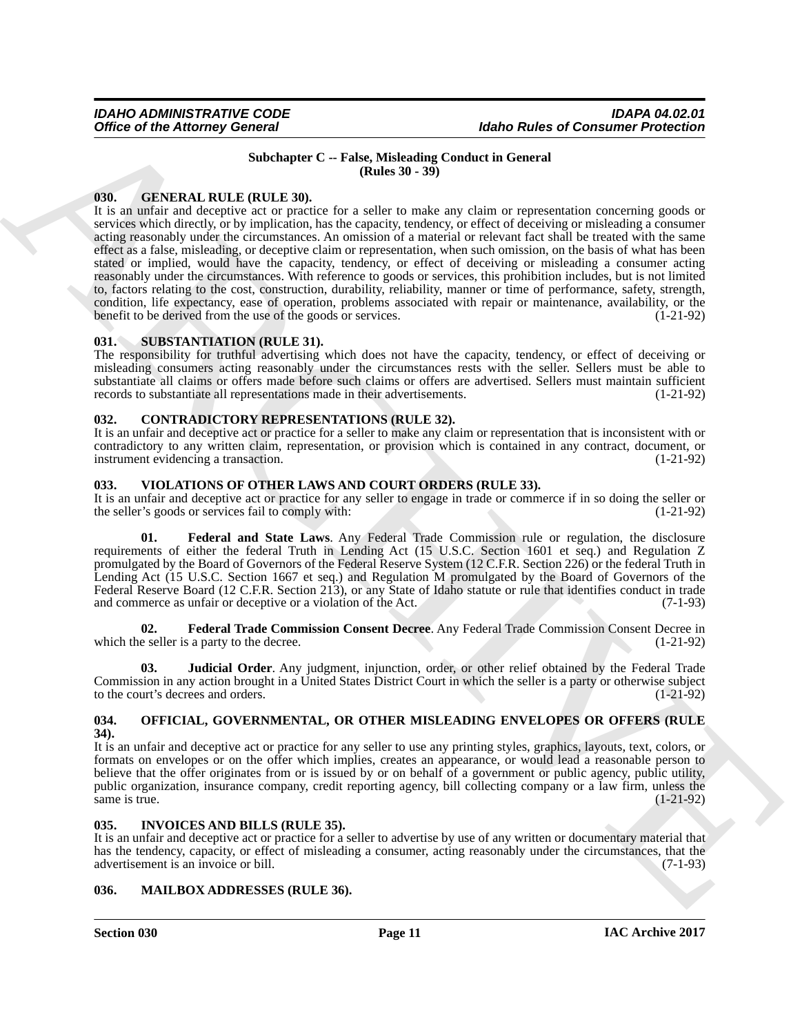## Subchapter C -- False, Misleading Conduct in General (Rules 30 - 39)

### 030. GENERAL RULE (RULE 30).

It is an unfair and deceptive act or practice for a seller to make any claim or representation concerning goods or services which directly, or by implication, has the capacity, tendency, or effect of deceiving or misleading a consumer acting reasonably under the circumstances. An omission of a material or relevant fact shall be treated with the same effect as a false, misleading, or deceptive claim or representation, when such omission, on the basis of what has been stated or implied, would have the capacity, tendency, or effect of deceiving or misleading a consumer acting reasonably under the circumstances. With reference to goods or services, this prohibition includes, but is not limited to, factors relating to the cost, construction, durability, reliability, manner or time of performance, safety, strength, condition, life expectancy, ease of operation, problems associated with repair or maintenance, availability, or the benefit to be derived from the use of the goods or services. (1-21-92)

### 031. SUBSTANTIATION (RULE 31).

The responsibility for truthful advertising which does not have the capacity, tendency, or effect of deceiving or misleading consumers acting reasonably under the circumstances rests with the seller. Sellers must be able to substantiate all claims or offers made before such claims or offers are advertised. Sellers must maintain sufficient records to substantiate all representations made in their advertisements. (1-21-92)

### 032. CONTRADICTORY REPRESENTATIONS (RULE 32).

It is an unfair and deceptive act or practice for a seller to make any claim or representation that is inconsistent with or contradictory to any written claim, representation, or provision which is contained in any contract, document, or instrument evidencing a transaction. (1-21-92)

### 033. VIOLATIONS OF OTHER LAWS AND COURT ORDERS (RULE 33).

It is an unfair and deceptive act or practice for any seller to engage in trade or commerce if in so doing the seller or the seller's goods or services fail to comply with: (1-21-92)

**01. Federal and State Laws**. Any Federal Trade Commission rule or regulation, the disclosure requirements of either the federal Truth in Lending Act (15 U.S.C. Section 1601 et seq.) and Regulation Z promulgated by the Board of Governors of the Federal Reserve System (12 C.F.R. Section 226) or the federal Truth in Lending Act (15 U.S.C. Section 1667 et seq.) and Regulation M promulgated by the Board of Governors of the Federal Reserve Board (12 C.F.R. Section 213), or any State of Idaho statute or rule that identifies conduct in trade and commerce as unfair or deceptive or a violation of the Act. (7-1-93)

**02. Federal Trade Commission Consent Decree**. Any Federal Trade Commission Consent Decree in which the seller is a party to the decree. (1-21-92)

**03. Judicial Order**. Any judgment, injunction, order, or other relief obtained by the Federal Trade Commission in any action brought in a United States District Court in which the seller is a party or otherwise subject to the court's decrees and orders. (1-21-92)

### 034. OFFICIAL, GOVERNMENTAL, OR OTHER MISLEADING ENVELOPES OR OFFERS (RULE 34).

It is an unfair and deceptive act or practice for any seller to use any printing styles, graphics, layouts, text, colors, or formats on envelopes or on the offer which implies, creates an appearance, or would lead a reasonable person to believe that the offer originates from or is issued by or on behalf of a government or public agency, public utility, public organization, insurance company, credit reporting agency, bill collecting company or a law firm, unless the same is true. (1-21-92)

### 035. INVOICES AND BILLS (RULE 35).

It is an unfair and deceptive act or practice for a seller to advertise by use of any written or documentary material that has the tendency, capacity, or effect of misleading a consumer, acting reasonably under the circumstances, that the advertisement is an invoice or bill. (7-1-93)

### 036. MAILBOX ADDRESSES (RULE 36).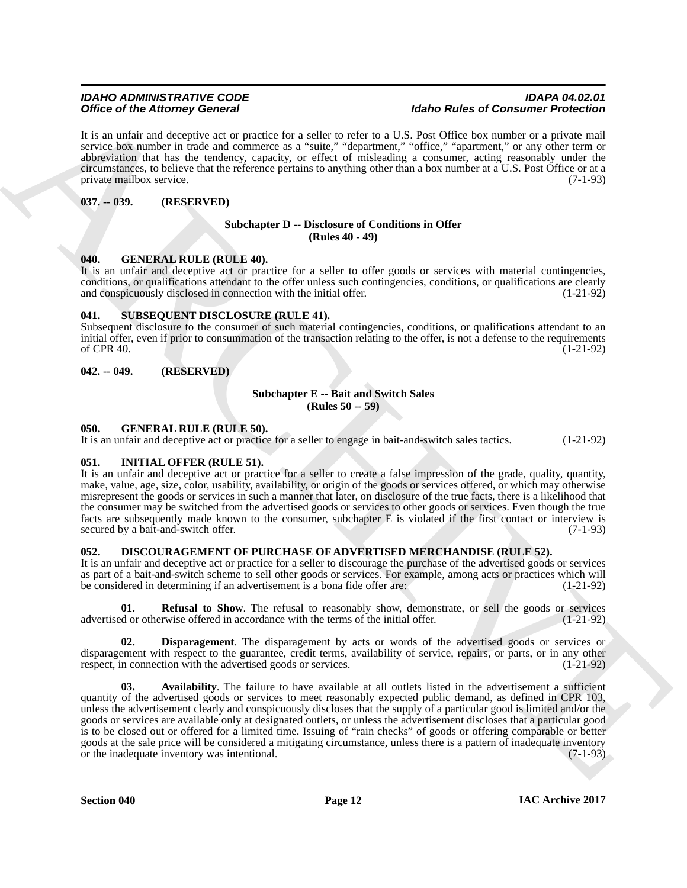It is an unfair and deceptive act or practice for a seller to refer to a U.S. Post Office box number or a private mail service box number in trade and commerce as a "suite," "department," "office," "apartment," or any other term or abbreviation that has the tendency, capacity, or effect of misleading a consumer, acting reasonably under the circumstances, to believe that the reference pertains to anything other than a box number at a U.S. Post Office or at a private mailbox service. (7-1-93)

**037. -- 039. (RESERVED)**

### Subchapter D -- Disclosure of Conditions in Offer (Rules 40 - 49)

**040. GENERAL RULE (RULE 40).**

It is an unfair and deceptive act or practice for a seller to offer goods or services with material contingencies, conditions, or qualifications attendant to the offer unless such contingencies, conditions, or qualifications are clearly and conspicuously disclosed in connection with the initial offer. (1-21-92)

**041. SUBSEQUENT DISCLOSURE (RULE 41).**

Subsequent disclosure to the consumer of such material contingencies, conditions, or qualifications attendant to an initial offer, even if prior to consummation of the transaction relating to the offer, is not a defense to the requirements of CPR 40. (1-21-92)

**042. -- 049. (RESERVED)**

### Subchapter E -- Bait and Switch Sales (Rules 50 -- 59)

**050. GENERAL RULE (RULE 50).**

It is an unfair and deceptive act or practice for a seller to engage in bait-and-switch sales tactics. (1-21-92)

**051. INITIAL OFFER (RULE 51).**

It is an unfair and deceptive act or practice for a seller to create a false impression of the grade, quality, quantity, make, value, age, size, color, usability, availability, or origin of the goods or services offered, or which may otherwise misrepresent the goods or services in such a manner that later, on disclosure of the true facts, there is a likelihood that the consumer may be switched from the advertised goods or services to other goods or services. Even though the true facts are subsequently made known to the consumer, subchapter E is violated if the first contact or interview is secured by a bait-and-switch offer. (7-1-93)

**052. DISCOURAGEMENT OF PURCHASE OF ADVERTISED MERCHANDISE (RULE 52).**

It is an unfair and deceptive act or practice for a seller to discourage the purchase of the advertised goods or services as part of a bait-and-switch scheme to sell other goods or services. For example, among acts or practices which will be considered in determining if an advertisement is a bona fide offer are: (1-21-92)

**01. Refusal to Show**. The refusal to reasonably show, demonstrate, or sell the goods or services advertised or otherwise offered in accordance with the terms of the initial offer. (1-21-92)

**02. Disparagement**. The disparagement by acts or words of the advertised goods or services or disparagement with respect to the guarantee, credit terms, availability of service, repairs, or parts, or in any other respect, in connection with the advertised goods or services. (1-21-92)

**03. Availability**. The failure to have available at all outlets listed in the advertisement a sufficient quantity of the advertised goods or services to meet reasonably expected public demand, as defined in CPR 103, unless the advertisement clearly and conspicuously discloses that the supply of a particular good is limited and/or the goods or services are available only at designated outlets, or unless the advertisement discloses that a particular good is to be closed out or offered for a limited time. Issuing of "rain checks" of goods or offering comparable or better goods at the sale price will be considered a mitigating circumstance, unless there is a pattern of inadequate inventory or the inadequate inventory was intentional. (7-1-93)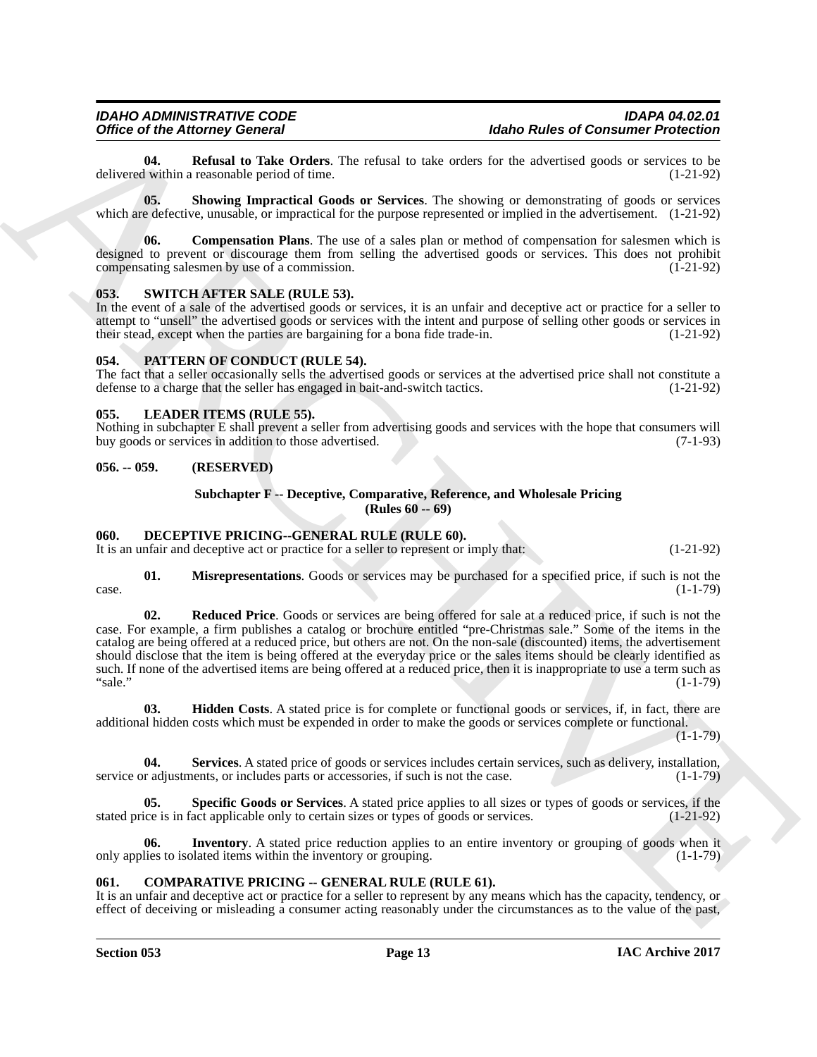**04. Refusal to Take Orders**. The refusal to take orders for the advertised goods or services to be delivered within a reasonable period of time. (1-21-92)

**05. Showing Impractical Goods or Services**. The showing or demonstrating of goods or services which are defective, unusable, or impractical for the purpose represented or implied in the advertisement. (1-21-92)

**06. Compensation Plans**. The use of a sales plan or method of compensation for salesmen which is designed to prevent or discourage them from selling the advertised goods or services. This does not prohibit compensating salesmen by use of a commission. (1-21-92)

## 053. SWITCH AFTER SALE (RULE 53).

In the event of a sale of the advertised goods or services, it is an unfair and deceptive act or practice for a seller to attempt to "unsell" the advertised goods or services with the intent and purpose of selling other goods or services in their stead, except when the parties are bargaining for a bona fide trade-in. (1-21-92)

## 054. PATTERN OF CONDUCT (RULE 54).

The fact that a seller occasionally sells the advertised goods or services at the advertised price shall not constitute a defense to a charge that the seller has engaged in bait-and-switch tactics. (1-21-92)

## 055. LEADER ITEMS (RULE 55).

Nothing in subchapter E shall prevent a seller from advertising goods and services with the hope that consumers will buy goods or services in addition to those advertised. (7-1-93)

## 056. -- 059. (RESERVED)

### Subchapter F -- Deceptive, Comparative, Reference, and Wholesale Pricing (Rules 60 -- 69)

## 060. DECEPTIVE PRICING--GENERAL RULE (RULE 60).

It is an unfair and deceptive act or practice for a seller to represent or imply that: (1-21-92)

**01. Misrepresentations**. Goods or services may be purchased for a specified price, if such is not the case. (1-1-79)

**02. Reduced Price**. Goods or services are being offered for sale at a reduced price, if such is not the case. For example, a firm publishes a catalog or brochure entitled "pre-Christmas sale." Some of the items in the catalog are being offered at a reduced price, but others are not. On the non-sale (discounted) items, the advertisement should disclose that the item is being offered at the everyday price or the sales items should be clearly identified as such. If none of the advertised items are being offered at a reduced price, then it is inappropriate to use a term such as "sale." (1-1-79)

**03. Hidden Costs**. A stated price is for complete or functional goods or services, if, in fact, there are additional hidden costs which must be expended in order to make the goods or services complete or functional. (1-1-79)

**04. Services**. A stated price of goods or services includes certain services, such as delivery, installation, service or adjustments, or includes parts or accessories, if such is not the case. (1-1-79)

**05. Specific Goods or Services**. A stated price applies to all sizes or types of goods or services, if the stated price is in fact applicable only to certain sizes or types of goods or services. (1-21-92)

**06. Inventory**. A stated price reduction applies to an entire inventory or grouping of goods when it only applies to isolated items within the inventory or grouping. (1-1-79)

## 061. COMPARATIVE PRICING -- GENERAL RULE (RULE 61).

It is an unfair and deceptive act or practice for a seller to represent by any means which has the capacity, tendency, or effect of deceiving or misleading a consumer acting reasonably under the circumstances as to the value of the past,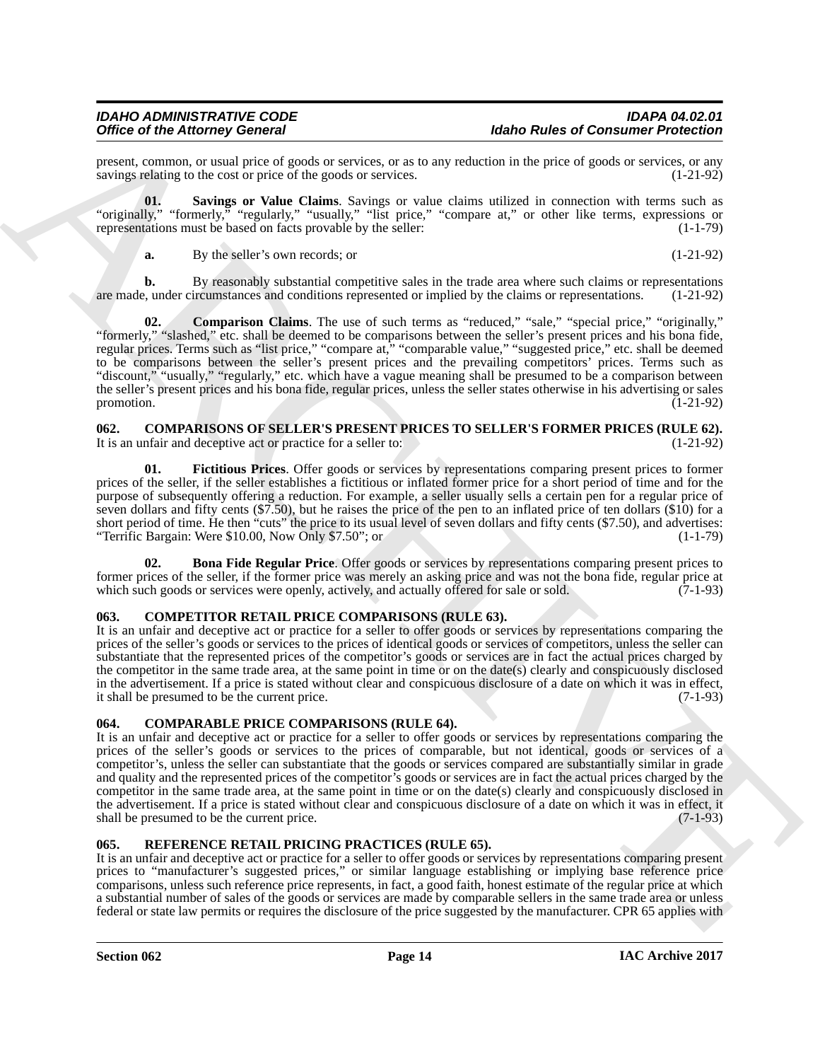present, common, or usual price of goods or services, or as to any reduction in the price of goods or services, or any savings relating to the cost or price of the goods or services. (1-21-92)

**01. Savings or Value Claims**. Savings or value claims utilized in connection with terms such as "originally," "formerly," "regularly," "usually," "list price," "compare at," or other like terms, expressions or representations must be based on facts provable by the seller: (1-1-79)

**a.** By the seller's own records; or (1-21-92)

**b.** By reasonably substantial competitive sales in the trade area where such claims or representations are made, under circumstances and conditions represented or implied by the claims or representations. (1-21-92)

**02. Comparison Claims**. The use of such terms as "reduced," "sale," "special price," "originally," "formerly," "slashed," etc. shall be deemed to be comparisons between the seller's present prices and his bona fide, regular prices. Terms such as "list price," "compare at," "comparable value," "suggested price," etc. shall be deemed to be comparisons between the seller's present prices and the prevailing competitors' prices. Terms such as "discount," "usually," "regularly," etc. which have a vague meaning shall be presumed to be a comparison between the seller's present prices and his bona fide, regular prices, unless the seller states otherwise in his advertising or sales promotion. (1-21-92)

### 062. COMPARISONS OF SELLER'S PRESENT PRICES TO SELLER'S FORMER PRICES (RULE 62).

It is an unfair and deceptive act or practice for a seller to: (1-21-92)

**01. Fictitious Prices**. Offer goods or services by representations comparing present prices to former prices of the seller, if the seller establishes a fictitious or inflated former price for a short period of time and for the purpose of subsequently offering a reduction. For example, a seller usually sells a certain pen for a regular price of seven dollars and fifty cents ($7.50), but he raises the price of the pen to an inflated price of ten dollars ($10) for a short period of time. He then "cuts" the price to its usual level of seven dollars and fifty cents ($7.50), and advertises: "Terrific Bargain: Were $10.00, Now Only $7.50"; or (1-1-79)

**02. Bona Fide Regular Price**. Offer goods or services by representations comparing present prices to former prices of the seller, if the former price was merely an asking price and was not the bona fide, regular price at which such goods or services were openly, actively, and actually offered for sale or sold. (7-1-93)

### 063. COMPETITOR RETAIL PRICE COMPARISONS (RULE 63).

It is an unfair and deceptive act or practice for a seller to offer goods or services by representations comparing the prices of the seller's goods or services to the prices of identical goods or services of competitors, unless the seller can substantiate that the represented prices of the competitor's goods or services are in fact the actual prices charged by the competitor in the same trade area, at the same point in time or on the date(s) clearly and conspicuously disclosed in the advertisement. If a price is stated without clear and conspicuous disclosure of a date on which it was in effect, it shall be presumed to be the current price. (7-1-93)

### 064. COMPARABLE PRICE COMPARISONS (RULE 64).

It is an unfair and deceptive act or practice for a seller to offer goods or services by representations comparing the prices of the seller's goods or services to the prices of comparable, but not identical, goods or services of a competitor's, unless the seller can substantiate that the goods or services compared are substantially similar in grade and quality and the represented prices of the competitor's goods or services are in fact the actual prices charged by the competitor in the same trade area, at the same point in time or on the date(s) clearly and conspicuously disclosed in the advertisement. If a price is stated without clear and conspicuous disclosure of a date on which it was in effect, it shall be presumed to be the current price. (7-1-93)

### 065. REFERENCE RETAIL PRICING PRACTICES (RULE 65).

It is an unfair and deceptive act or practice for a seller to offer goods or services by representations comparing present prices to "manufacturer's suggested prices," or similar language establishing or implying base reference price comparisons, unless such reference price represents, in fact, a good faith, honest estimate of the regular price at which a substantial number of sales of the goods or services are made by comparable sellers in the same trade area or unless federal or state law permits or requires the disclosure of the price suggested by the manufacturer. CPR 65 applies with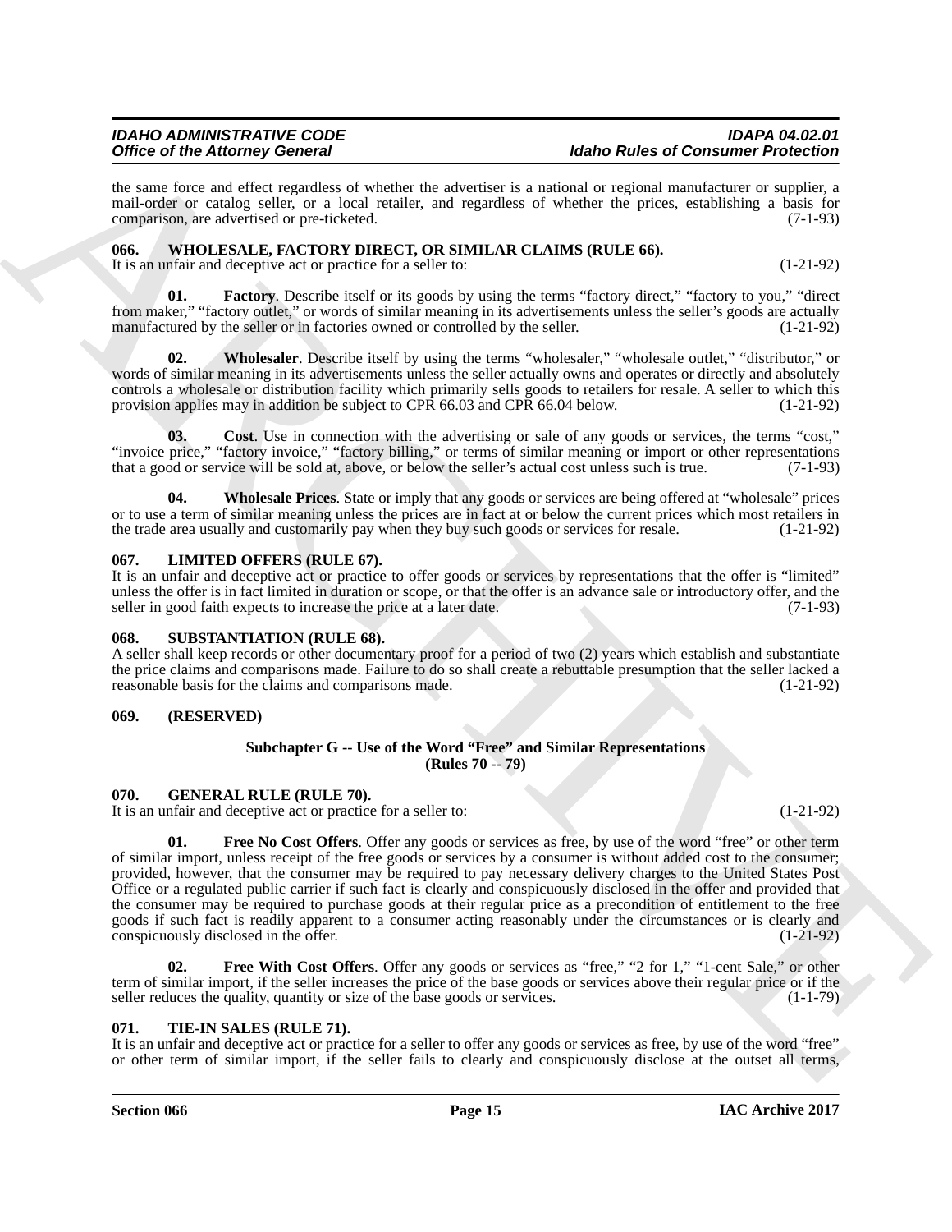the same force and effect regardless of whether the advertiser is a national or regional manufacturer or supplier, a mail-order or catalog seller, or a local retailer, and regardless of whether the prices, establishing a basis for comparison, are advertised or pre-ticketed. (7-1-93)

### 066. WHOLESALE, FACTORY DIRECT, OR SIMILAR CLAIMS (RULE 66).

It is an unfair and deceptive act or practice for a seller to: (1-21-92)

**01. Factory**. Describe itself or its goods by using the terms "factory direct," "factory to you," "direct from maker," "factory outlet," or words of similar meaning in its advertisements unless the seller's goods are actually manufactured by the seller or in factories owned or controlled by the seller. (1-21-92)

**02. Wholesaler**. Describe itself by using the terms "wholesaler," "wholesale outlet," "distributor," or words of similar meaning in its advertisements unless the seller actually owns and operates or directly and absolutely controls a wholesale or distribution facility which primarily sells goods to retailers for resale. A seller to which this provision applies may in addition be subject to CPR 66.03 and CPR 66.04 below. (1-21-92)

**03. Cost**. Use in connection with the advertising or sale of any goods or services, the terms "cost," "invoice price," "factory invoice," "factory billing," or terms of similar meaning or import or other representations that a good or service will be sold at, above, or below the seller's actual cost unless such is true. (7-1-93)

**04. Wholesale Prices**. State or imply that any goods or services are being offered at "wholesale" prices or to use a term of similar meaning unless the prices are in fact at or below the current prices which most retailers in the trade area usually and customarily pay when they buy such goods or services for resale. (1-21-92)

### 067. LIMITED OFFERS (RULE 67).

It is an unfair and deceptive act or practice to offer goods or services by representations that the offer is "limited" unless the offer is in fact limited in duration or scope, or that the offer is an advance sale or introductory offer, and the seller in good faith expects to increase the price at a later date. (7-1-93)

### 068. SUBSTANTIATION (RULE 68).

A seller shall keep records or other documentary proof for a period of two (2) years which establish and substantiate the price claims and comparisons made. Failure to do so shall create a rebuttable presumption that the seller lacked a reasonable basis for the claims and comparisons made. (1-21-92)

### 069. (RESERVED)

## Subchapter G -- Use of the Word "Free" and Similar Representations (Rules 70 -- 79)

### 070. GENERAL RULE (RULE 70).

It is an unfair and deceptive act or practice for a seller to: (1-21-92)

**01. Free No Cost Offers**. Offer any goods or services as free, by use of the word "free" or other term of similar import, unless receipt of the free goods or services by a consumer is without added cost to the consumer; provided, however, that the consumer may be required to pay necessary delivery charges to the United States Post Office or a regulated public carrier if such fact is clearly and conspicuously disclosed in the offer and provided that the consumer may be required to purchase goods at their regular price as a precondition of entitlement to the free goods if such fact is readily apparent to a consumer acting reasonably under the circumstances or is clearly and conspicuously disclosed in the offer. (1-21-92)

**02. Free With Cost Offers**. Offer any goods or services as "free," "2 for 1," "1-cent Sale," or other term of similar import, if the seller increases the price of the base goods or services above their regular price or if the seller reduces the quality, quantity or size of the base goods or services. (1-1-79)

### 071. TIE-IN SALES (RULE 71).

It is an unfair and deceptive act or practice for a seller to offer any goods or services as free, by use of the word "free" or other term of similar import, if the seller fails to clearly and conspicuously disclose at the outset all terms,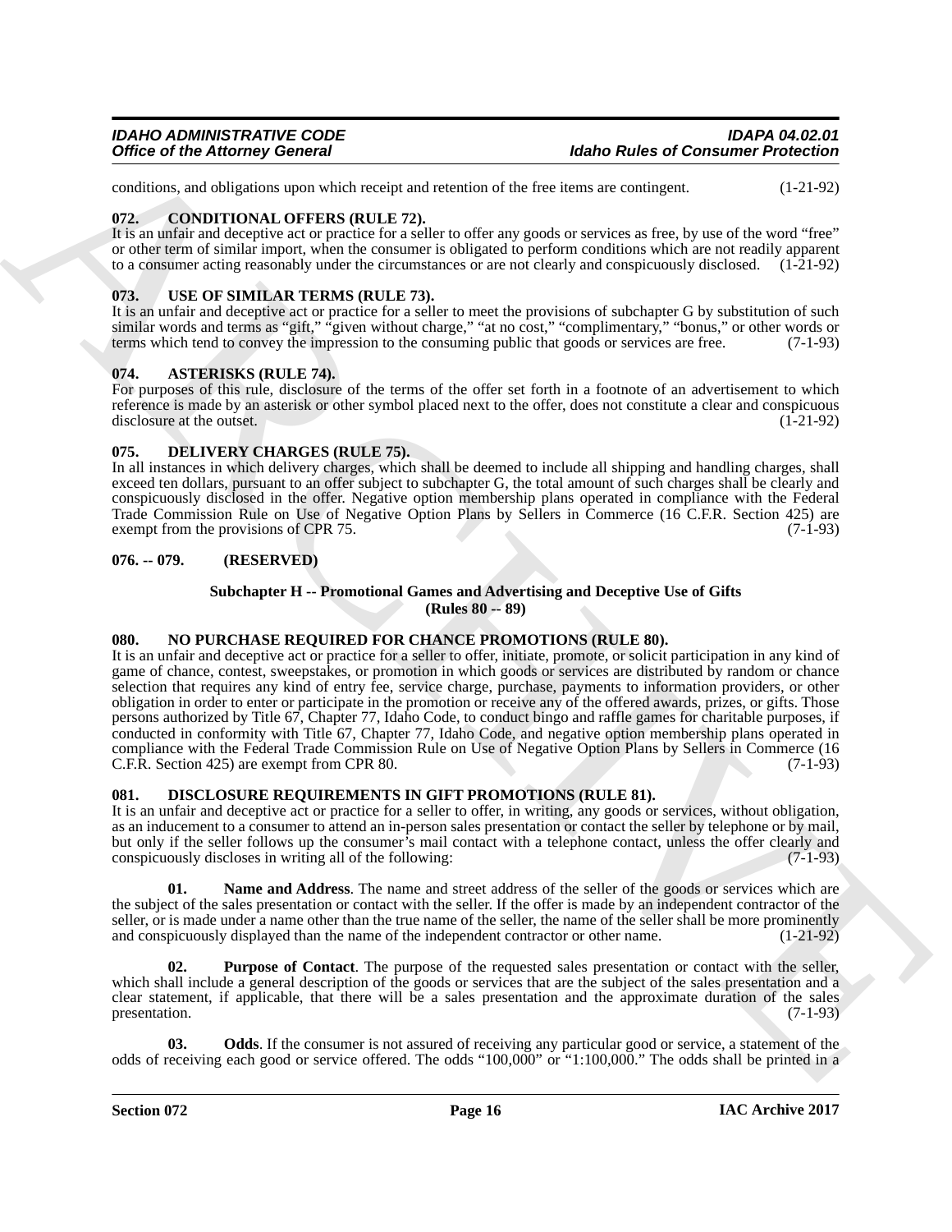conditions, and obligations upon which receipt and retention of the free items are contingent. (1-21-92)

### 072. CONDITIONAL OFFERS (RULE 72).

It is an unfair and deceptive act or practice for a seller to offer any goods or services as free, by use of the word "free" or other term of similar import, when the consumer is obligated to perform conditions which are not readily apparent to a consumer acting reasonably under the circumstances or are not clearly and conspicuously disclosed. (1-21-92)

### 073. USE OF SIMILAR TERMS (RULE 73).

It is an unfair and deceptive act or practice for a seller to meet the provisions of subchapter G by substitution of such similar words and terms as "gift," "given without charge," "at no cost," "complimentary," "bonus," or other words or terms which tend to convey the impression to the consuming public that goods or services are free. (7-1-93)

### 074. ASTERISKS (RULE 74).

For purposes of this rule, disclosure of the terms of the offer set forth in a footnote of an advertisement to which reference is made by an asterisk or other symbol placed next to the offer, does not constitute a clear and conspicuous disclosure at the outset. (1-21-92)

### 075. DELIVERY CHARGES (RULE 75).

In all instances in which delivery charges, which shall be deemed to include all shipping and handling charges, shall exceed ten dollars, pursuant to an offer subject to subchapter G, the total amount of such charges shall be clearly and conspicuously disclosed in the offer. Negative option membership plans operated in compliance with the Federal Trade Commission Rule on Use of Negative Option Plans by Sellers in Commerce (16 C.F.R. Section 425) are exempt from the provisions of CPR 75. (7-1-93)

### 076. -- 079. (RESERVED)

## Subchapter H -- Promotional Games and Advertising and Deceptive Use of Gifts (Rules 80 -- 89)

### 080. NO PURCHASE REQUIRED FOR CHANCE PROMOTIONS (RULE 80).

It is an unfair and deceptive act or practice for a seller to offer, initiate, promote, or solicit participation in any kind of game of chance, contest, sweepstakes, or promotion in which goods or services are distributed by random or chance selection that requires any kind of entry fee, service charge, purchase, payments to information providers, or other obligation in order to enter or participate in the promotion or receive any of the offered awards, prizes, or gifts. Those persons authorized by Title 67, Chapter 77, Idaho Code, to conduct bingo and raffle games for charitable purposes, if conducted in conformity with Title 67, Chapter 77, Idaho Code, and negative option membership plans operated in compliance with the Federal Trade Commission Rule on Use of Negative Option Plans by Sellers in Commerce (16 C.F.R. Section 425) are exempt from CPR 80. (7-1-93)

### 081. DISCLOSURE REQUIREMENTS IN GIFT PROMOTIONS (RULE 81).

It is an unfair and deceptive act or practice for a seller to offer, in writing, any goods or services, without obligation, as an inducement to a consumer to attend an in-person sales presentation or contact the seller by telephone or by mail, but only if the seller follows up the consumer's mail contact with a telephone contact, unless the offer clearly and conspicuously discloses in writing all of the following: (7-1-93)

**01. Name and Address**. The name and street address of the seller of the goods or services which are the subject of the sales presentation or contact with the seller. If the offer is made by an independent contractor of the seller, or is made under a name other than the true name of the seller, the name of the seller shall be more prominently and conspicuously displayed than the name of the independent contractor or other name. (1-21-92)

**02. Purpose of Contact**. The purpose of the requested sales presentation or contact with the seller, which shall include a general description of the goods or services that are the subject of the sales presentation and a clear statement, if applicable, that there will be a sales presentation and the approximate duration of the sales presentation. (7-1-93)

**03. Odds**. If the consumer is not assured of receiving any particular good or service, a statement of the odds of receiving each good or service offered. The odds "100,000" or "1:100,000." The odds shall be printed in a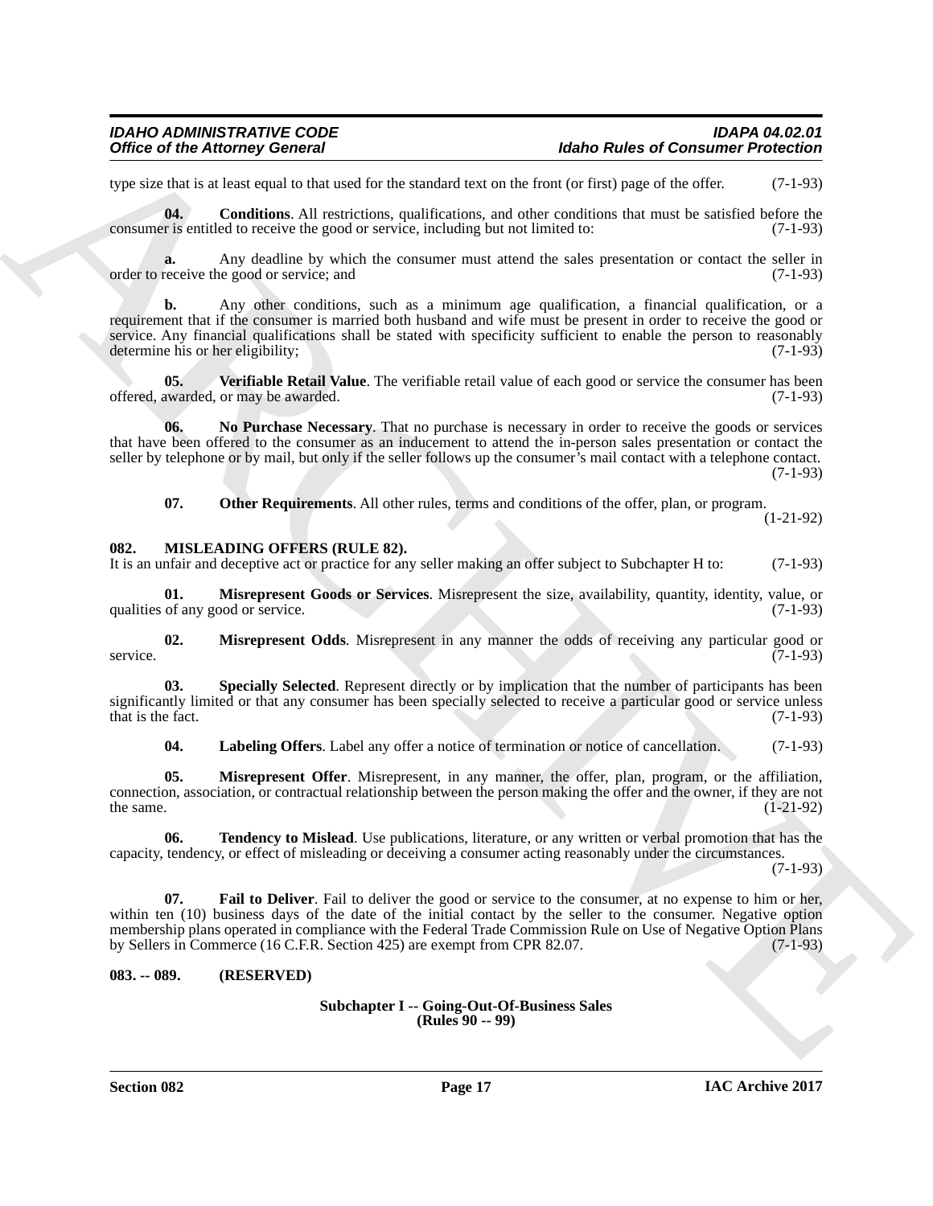type size that is at least equal to that used for the standard text on the front (or first) page of the offer. (7-1-93)

**04. Conditions**. All restrictions, qualifications, and other conditions that must be satisfied before the consumer is entitled to receive the good or service, including but not limited to: (7-1-93)

**a.** Any deadline by which the consumer must attend the sales presentation or contact the seller in order to receive the good or service; and (7-1-93)

**b.** Any other conditions, such as a minimum age qualification, a financial qualification, or a requirement that if the consumer is married both husband and wife must be present in order to receive the good or service. Any financial qualifications shall be stated with specificity sufficient to enable the person to reasonably determine his or her eligibility; (7-1-93)

**05. Verifiable Retail Value**. The verifiable retail value of each good or service the consumer has been offered, awarded, or may be awarded. (7-1-93)

**06. No Purchase Necessary**. That no purchase is necessary in order to receive the goods or services that have been offered to the consumer as an inducement to attend the in-person sales presentation or contact the seller by telephone or by mail, but only if the seller follows up the consumer's mail contact with a telephone contact. (7-1-93)

**07. Other Requirements**. All other rules, terms and conditions of the offer, plan, or program. (1-21-92)

**082. MISLEADING OFFERS (RULE 82).**

It is an unfair and deceptive act or practice for any seller making an offer subject to Subchapter H to: (7-1-93)

**01. Misrepresent Goods or Services**. Misrepresent the size, availability, quantity, identity, value, or qualities of any good or service. (7-1-93)

**02. Misrepresent Odds**. Misrepresent in any manner the odds of receiving any particular good or service. (7-1-93)

**03. Specially Selected**. Represent directly or by implication that the number of participants has been significantly limited or that any consumer has been specially selected to receive a particular good or service unless that is the fact. (7-1-93)

**04. Labeling Offers**. Label any offer a notice of termination or notice of cancellation. (7-1-93)

**05. Misrepresent Offer**. Misrepresent, in any manner, the offer, plan, program, or the affiliation, connection, association, or contractual relationship between the person making the offer and the owner, if they are not the same. (1-21-92)

**06. Tendency to Mislead**. Use publications, literature, or any written or verbal promotion that has the capacity, tendency, or effect of misleading or deceiving a consumer acting reasonably under the circumstances. (7-1-93)

**07. Fail to Deliver**. Fail to deliver the good or service to the consumer, at no expense to him or her, within ten (10) business days of the date of the initial contact by the seller to the consumer. Negative option membership plans operated in compliance with the Federal Trade Commission Rule on Use of Negative Option Plans by Sellers in Commerce (16 C.F.R. Section 425) are exempt from CPR 82.07. (7-1-93)

**083. -- 089. (RESERVED)**

**Subchapter I -- Going-Out-Of-Business Sales**
**(Rules 90 -- 99)**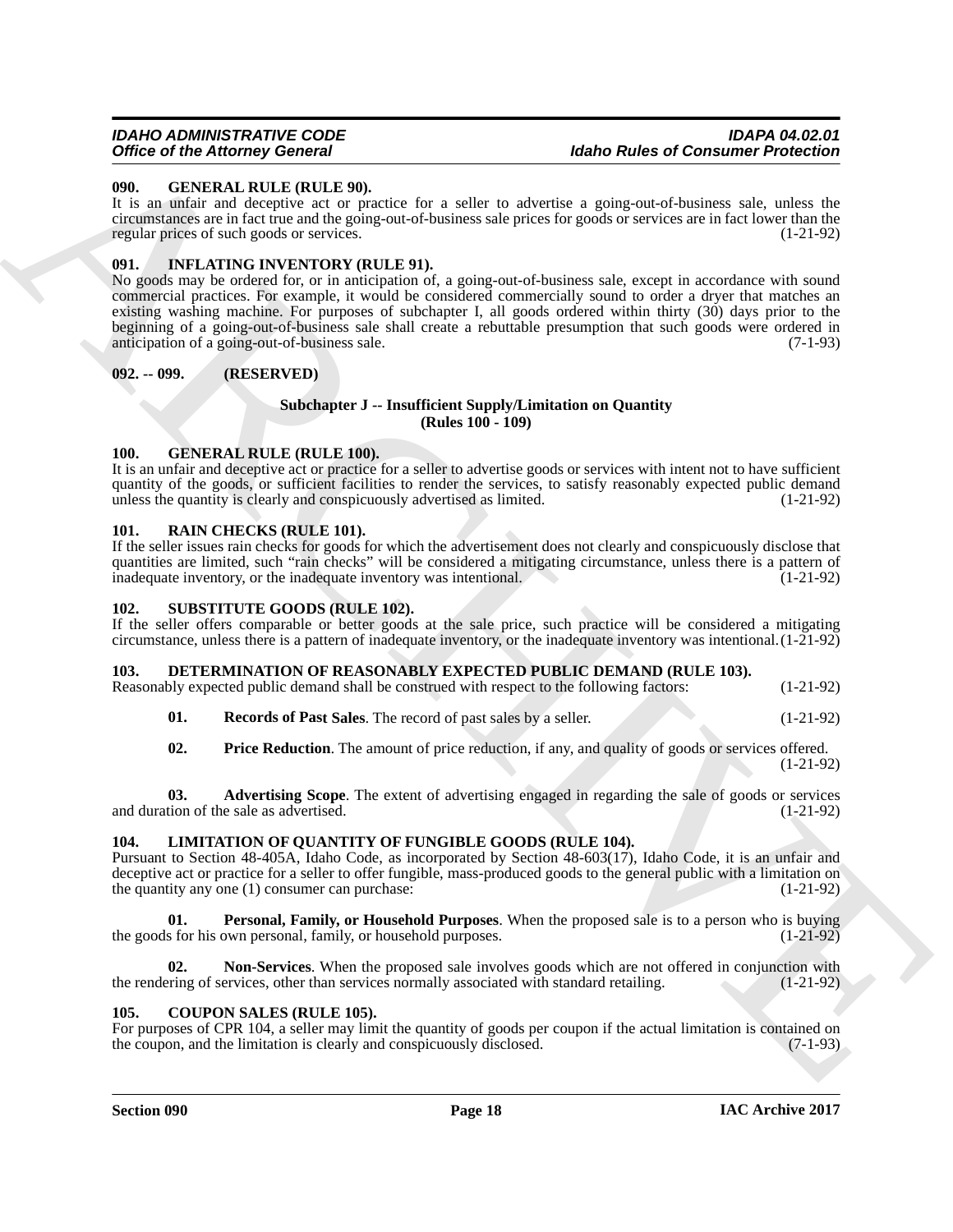**090. GENERAL RULE (RULE 90).**

It is an unfair and deceptive act or practice for a seller to advertise a going-out-of-business sale, unless the circumstances are in fact true and the going-out-of-business sale prices for goods or services are in fact lower than the regular prices of such goods or services. (1-21-92)

**091. INFLATING INVENTORY (RULE 91).**

No goods may be ordered for, or in anticipation of, a going-out-of-business sale, except in accordance with sound commercial practices. For example, it would be considered commercially sound to order a dryer that matches an existing washing machine. For purposes of subchapter I, all goods ordered within thirty (30) days prior to the beginning of a going-out-of-business sale shall create a rebuttable presumption that such goods were ordered in anticipation of a going-out-of-business sale. (7-1-93)

**092. -- 099. (RESERVED)**

## Subchapter J -- Insufficient Supply/Limitation on Quantity (Rules 100 - 109)

**100. GENERAL RULE (RULE 100).**

It is an unfair and deceptive act or practice for a seller to advertise goods or services with intent not to have sufficient quantity of the goods, or sufficient facilities to render the services, to satisfy reasonably expected public demand unless the quantity is clearly and conspicuously advertised as limited. (1-21-92)

**101. RAIN CHECKS (RULE 101).**

If the seller issues rain checks for goods for which the advertisement does not clearly and conspicuously disclose that quantities are limited, such "rain checks" will be considered a mitigating circumstance, unless there is a pattern of inadequate inventory, or the inadequate inventory was intentional. (1-21-92)

**102. SUBSTITUTE GOODS (RULE 102).**

If the seller offers comparable or better goods at the sale price, such practice will be considered a mitigating circumstance, unless there is a pattern of inadequate inventory, or the inadequate inventory was intentional. (1-21-92)

**103. DETERMINATION OF REASONABLY EXPECTED PUBLIC DEMAND (RULE 103).**

Reasonably expected public demand shall be construed with respect to the following factors: (1-21-92)

**01. Records of Past Sales**. The record of past sales by a seller. (1-21-92)

**02. Price Reduction**. The amount of price reduction, if any, and quality of goods or services offered. (1-21-92)

**03. Advertising Scope**. The extent of advertising engaged in regarding the sale of goods or services and duration of the sale as advertised. (1-21-92)

**104. LIMITATION OF QUANTITY OF FUNGIBLE GOODS (RULE 104).**

Pursuant to Section 48-405A, Idaho Code, as incorporated by Section 48-603(17), Idaho Code, it is an unfair and deceptive act or practice for a seller to offer fungible, mass-produced goods to the general public with a limitation on the quantity any one (1) consumer can purchase: (1-21-92)

**01. Personal, Family, or Household Purposes**. When the proposed sale is to a person who is buying the goods for his own personal, family, or household purposes. (1-21-92)

**02. Non-Services**. When the proposed sale involves goods which are not offered in conjunction with the rendering of services, other than services normally associated with standard retailing. (1-21-92)

**105. COUPON SALES (RULE 105).**

For purposes of CPR 104, a seller may limit the quantity of goods per coupon if the actual limitation is contained on the coupon, and the limitation is clearly and conspicuously disclosed. (7-1-93)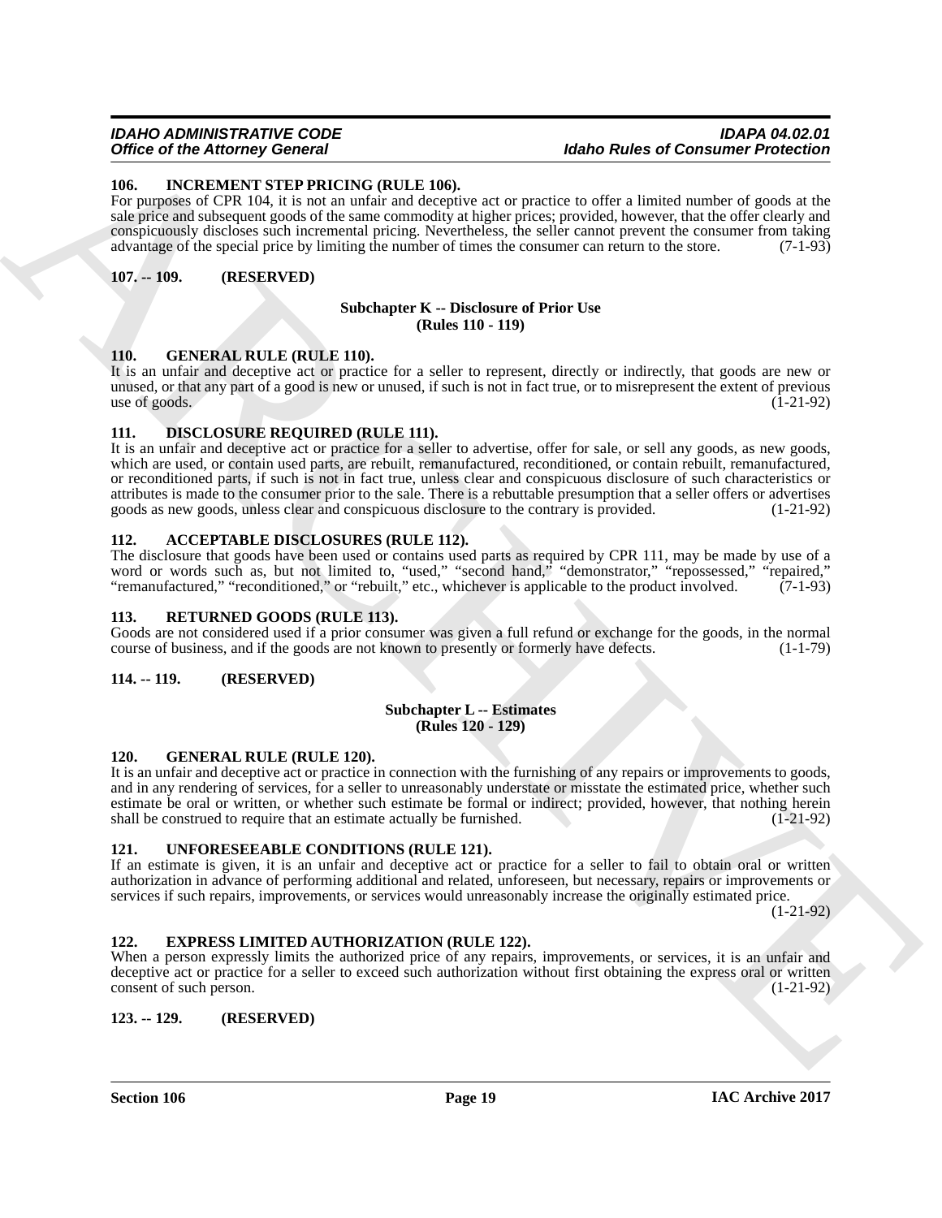**106. INCREMENT STEP PRICING (RULE 106).**
For purposes of CPR 104, it is not an unfair and deceptive act or practice to offer a limited number of goods at the sale price and subsequent goods of the same commodity at higher prices; provided, however, that the offer clearly and conspicuously discloses such incremental pricing. Nevertheless, the seller cannot prevent the consumer from taking advantage of the special price by limiting the number of times the consumer can return to the store. (7-1-93)

**107. -- 109. (RESERVED)**

**Subchapter K -- Disclosure of Prior Use**
**(Rules 110 - 119)**

**110. GENERAL RULE (RULE 110).**
It is an unfair and deceptive act or practice for a seller to represent, directly or indirectly, that goods are new or unused, or that any part of a good is new or unused, if such is not in fact true, or to misrepresent the extent of previous use of goods. (1-21-92)

**111. DISCLOSURE REQUIRED (RULE 111).**
It is an unfair and deceptive act or practice for a seller to advertise, offer for sale, or sell any goods, as new goods, which are used, or contain used parts, are rebuilt, remanufactured, reconditioned, or contain rebuilt, remanufactured, or reconditioned parts, if such is not in fact true, unless clear and conspicuous disclosure of such characteristics or attributes is made to the consumer prior to the sale. There is a rebuttable presumption that a seller offers or advertises goods as new goods, unless clear and conspicuous disclosure to the contrary is provided. (1-21-92)

**112. ACCEPTABLE DISCLOSURES (RULE 112).**
The disclosure that goods have been used or contains used parts as required by CPR 111, may be made by use of a word or words such as, but not limited to, "used," "second hand," "demonstrator," "repossessed," "repaired," "remanufactured," "reconditioned," or "rebuilt," etc., whichever is applicable to the product involved. (7-1-93)

**113. RETURNED GOODS (RULE 113).**
Goods are not considered used if a prior consumer was given a full refund or exchange for the goods, in the normal course of business, and if the goods are not known to presently or formerly have defects. (1-1-79)

**114. -- 119. (RESERVED)**

**Subchapter L -- Estimates**
**(Rules 120 - 129)**

**120. GENERAL RULE (RULE 120).**
It is an unfair and deceptive act or practice in connection with the furnishing of any repairs or improvements to goods, and in any rendering of services, for a seller to unreasonably understate or misstate the estimated price, whether such estimate be oral or written, or whether such estimate be formal or indirect; provided, however, that nothing herein shall be construed to require that an estimate actually be furnished. (1-21-92)

**121. UNFORESEEABLE CONDITIONS (RULE 121).**
If an estimate is given, it is an unfair and deceptive act or practice for a seller to fail to obtain oral or written authorization in advance of performing additional and related, unforeseen, but necessary, repairs or improvements or services if such repairs, improvements, or services would unreasonably increase the originally estimated price. (1-21-92)

**122. EXPRESS LIMITED AUTHORIZATION (RULE 122).**
When a person expressly limits the authorized price of any repairs, improvements, or services, it is an unfair and deceptive act or practice for a seller to exceed such authorization without first obtaining the express oral or written consent of such person. (1-21-92)

**123. -- 129. (RESERVED)**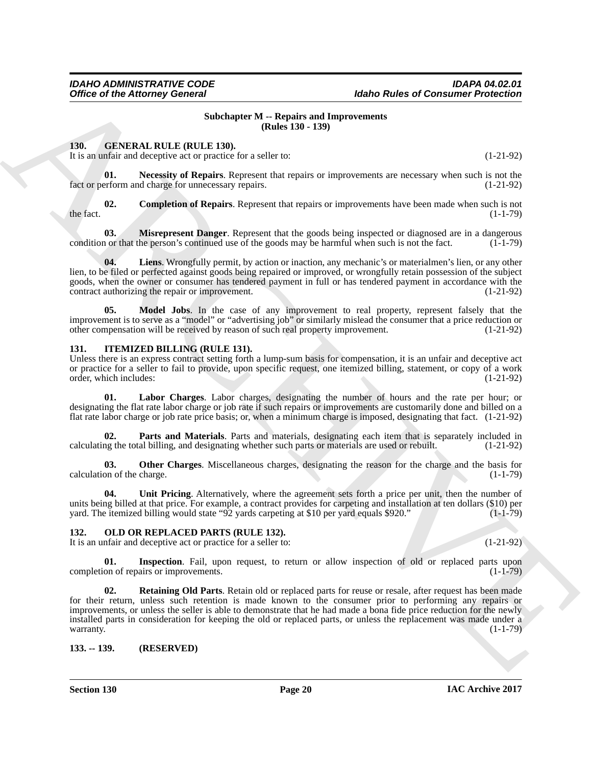## Subchapter M -- Repairs and Improvements
## (Rules 130 - 139)

### 130. GENERAL RULE (RULE 130).

It is an unfair and deceptive act or practice for a seller to: (1-21-92)

**01. Necessity of Repairs**. Represent that repairs or improvements are necessary when such is not the fact or perform and charge for unnecessary repairs. (1-21-92)

**02. Completion of Repairs**. Represent that repairs or improvements have been made when such is not the fact. (1-1-79)

**03. Misrepresent Danger**. Represent that the goods being inspected or diagnosed are in a dangerous condition or that the person's continued use of the goods may be harmful when such is not the fact. (1-1-79)

**04. Liens**. Wrongfully permit, by action or inaction, any mechanic's or materialmen's lien, or any other lien, to be filed or perfected against goods being repaired or improved, or wrongfully retain possession of the subject goods, when the owner or consumer has tendered payment in full or has tendered payment in accordance with the contract authorizing the repair or improvement. (1-21-92)

**05. Model Jobs**. In the case of any improvement to real property, represent falsely that the improvement is to serve as a "model" or "advertising job" or similarly mislead the consumer that a price reduction or other compensation will be received by reason of such real property improvement. (1-21-92)

### 131. ITEMIZED BILLING (RULE 131).

Unless there is an express contract setting forth a lump-sum basis for compensation, it is an unfair and deceptive act or practice for a seller to fail to provide, upon specific request, one itemized billing, statement, or copy of a work order, which includes: (1-21-92)

**01. Labor Charges**. Labor charges, designating the number of hours and the rate per hour; or designating the flat rate labor charge or job rate if such repairs or improvements are customarily done and billed on a flat rate labor charge or job rate price basis; or, when a minimum charge is imposed, designating that fact. (1-21-92)

**02. Parts and Materials**. Parts and materials, designating each item that is separately included in calculating the total billing, and designating whether such parts or materials are used or rebuilt. (1-21-92)

**03. Other Charges**. Miscellaneous charges, designating the reason for the charge and the basis for calculation of the charge. (1-1-79)

**04. Unit Pricing**. Alternatively, where the agreement sets forth a price per unit, then the number of units being billed at that price. For example, a contract provides for carpeting and installation at ten dollars ($10) per yard. The itemized billing would state "92 yards carpeting at $10 per yard equals $920." (1-1-79)

### 132. OLD OR REPLACED PARTS (RULE 132).

It is an unfair and deceptive act or practice for a seller to: (1-21-92)

**01. Inspection**. Fail, upon request, to return or allow inspection of old or replaced parts upon completion of repairs or improvements. (1-1-79)

**02. Retaining Old Parts**. Retain old or replaced parts for reuse or resale, after request has been made for their return, unless such retention is made known to the consumer prior to performing any repairs or improvements, or unless the seller is able to demonstrate that he had made a bona fide price reduction for the newly installed parts in consideration for keeping the old or replaced parts, or unless the replacement was made under a warranty. (1-1-79)

### 133. -- 139. (RESERVED)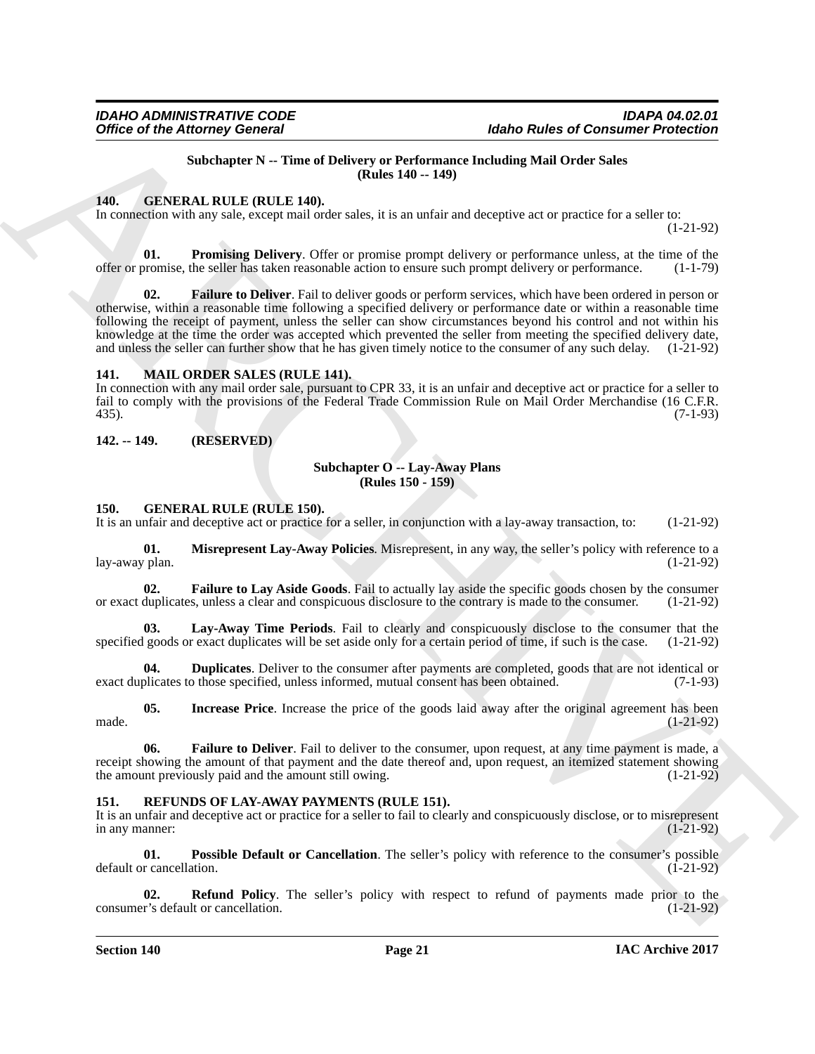**Subchapter N -- Time of Delivery or Performance Including Mail Order Sales**
**(Rules 140 -- 149)**

## 140. GENERAL RULE (RULE 140).

In connection with any sale, except mail order sales, it is an unfair and deceptive act or practice for a seller to: (1-21-92)

**01. Promising Delivery**. Offer or promise prompt delivery or performance unless, at the time of the offer or promise, the seller has taken reasonable action to ensure such prompt delivery or performance. (1-1-79)

**02. Failure to Deliver**. Fail to deliver goods or perform services, which have been ordered in person or otherwise, within a reasonable time following a specified delivery or performance date or within a reasonable time following the receipt of payment, unless the seller can show circumstances beyond his control and not within his knowledge at the time the order was accepted which prevented the seller from meeting the specified delivery date, and unless the seller can further show that he has given timely notice to the consumer of any such delay. (1-21-92)

## 141. MAIL ORDER SALES (RULE 141).

In connection with any mail order sale, pursuant to CPR 33, it is an unfair and deceptive act or practice for a seller to fail to comply with the provisions of the Federal Trade Commission Rule on Mail Order Merchandise (16 C.F.R. 435). (7-1-93)

## 142. -- 149. (RESERVED)

**Subchapter O -- Lay-Away Plans**
**(Rules 150 - 159)**

## 150. GENERAL RULE (RULE 150).

It is an unfair and deceptive act or practice for a seller, in conjunction with a lay-away transaction, to: (1-21-92)

**01. Misrepresent Lay-Away Policies**. Misrepresent, in any way, the seller's policy with reference to a lay-away plan. (1-21-92)

**02. Failure to Lay Aside Goods**. Fail to actually lay aside the specific goods chosen by the consumer or exact duplicates, unless a clear and conspicuous disclosure to the contrary is made to the consumer. (1-21-92)

**03. Lay-Away Time Periods**. Fail to clearly and conspicuously disclose to the consumer that the specified goods or exact duplicates will be set aside only for a certain period of time, if such is the case. (1-21-92)

**04. Duplicates**. Deliver to the consumer after payments are completed, goods that are not identical or exact duplicates to those specified, unless informed, mutual consent has been obtained. (7-1-93)

**05. Increase Price**. Increase the price of the goods laid away after the original agreement has been made. (1-21-92)

**06. Failure to Deliver**. Fail to deliver to the consumer, upon request, at any time payment is made, a receipt showing the amount of that payment and the date thereof and, upon request, an itemized statement showing the amount previously paid and the amount still owing. (1-21-92)

## 151. REFUNDS OF LAY-AWAY PAYMENTS (RULE 151).

It is an unfair and deceptive act or practice for a seller to fail to clearly and conspicuously disclose, or to misrepresent in any manner: (1-21-92)

**01. Possible Default or Cancellation**. The seller's policy with reference to the consumer's possible default or cancellation. (1-21-92)

**02. Refund Policy**. The seller's policy with respect to refund of payments made prior to the consumer's default or cancellation. (1-21-92)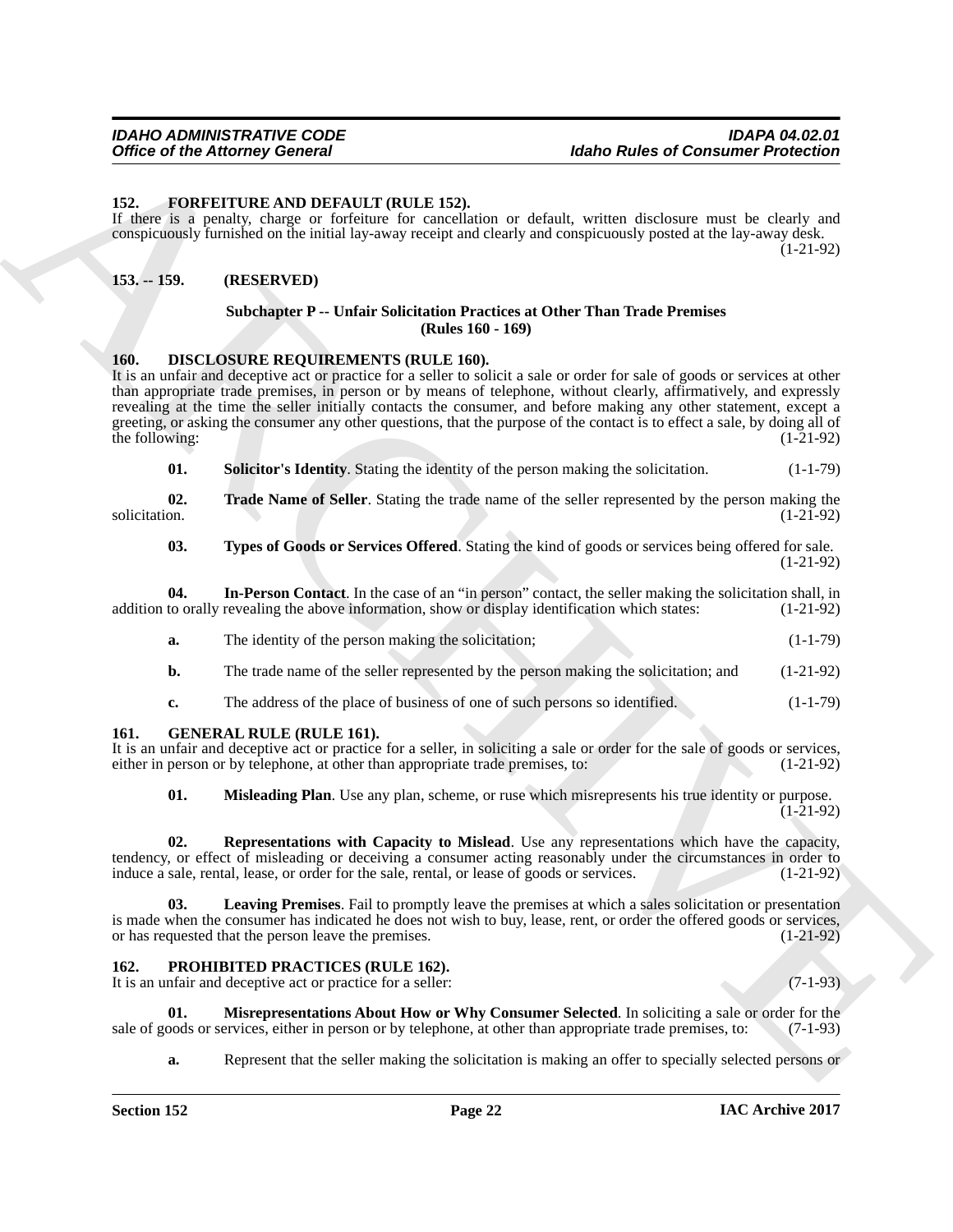### 152. FORFEITURE AND DEFAULT (RULE 152).

If there is a penalty, charge or forfeiture for cancellation or default, written disclosure must be clearly and conspicuously furnished on the initial lay-away receipt and clearly and conspicuously posted at the lay-away desk. (1-21-92)

### 153. -- 159. (RESERVED)

## Subchapter P -- Unfair Solicitation Practices at Other Than Trade Premises (Rules 160 - 169)

### 160. DISCLOSURE REQUIREMENTS (RULE 160).

It is an unfair and deceptive act or practice for a seller to solicit a sale or order for sale of goods or services at other than appropriate trade premises, in person or by means of telephone, without clearly, affirmatively, and expressly revealing at the time the seller initially contacts the consumer, and before making any other statement, except a greeting, or asking the consumer any other questions, that the purpose of the contact is to effect a sale, by doing all of the following: (1-21-92)

**01. Solicitor's Identity**. Stating the identity of the person making the solicitation. (1-1-79)

**02. Trade Name of Seller**. Stating the trade name of the seller represented by the person making the solicitation. (1-21-92)

**03. Types of Goods or Services Offered**. Stating the kind of goods or services being offered for sale. (1-21-92)

**04. In-Person Contact**. In the case of an "in person" contact, the seller making the solicitation shall, in addition to orally revealing the above information, show or display identification which states: (1-21-92)

**a.** The identity of the person making the solicitation; (1-1-79)

**b.** The trade name of the seller represented by the person making the solicitation; and (1-21-92)

**c.** The address of the place of business of one of such persons so identified. (1-1-79)

### 161. GENERAL RULE (RULE 161).

It is an unfair and deceptive act or practice for a seller, in soliciting a sale or order for the sale of goods or services, either in person or by telephone, at other than appropriate trade premises, to: (1-21-92)

**01. Misleading Plan**. Use any plan, scheme, or ruse which misrepresents his true identity or purpose. (1-21-92)

**02. Representations with Capacity to Mislead**. Use any representations which have the capacity, tendency, or effect of misleading or deceiving a consumer acting reasonably under the circumstances in order to induce a sale, rental, lease, or order for the sale, rental, or lease of goods or services. (1-21-92)

**03. Leaving Premises**. Fail to promptly leave the premises at which a sales solicitation or presentation is made when the consumer has indicated he does not wish to buy, lease, rent, or order the offered goods or services, or has requested that the person leave the premises. (1-21-92)

### 162. PROHIBITED PRACTICES (RULE 162).

It is an unfair and deceptive act or practice for a seller: (7-1-93)

**01. Misrepresentations About How or Why Consumer Selected**. In soliciting a sale or order for the sale of goods or services, either in person or by telephone, at other than appropriate trade premises, to: (7-1-93)

**a.** Represent that the seller making the solicitation is making an offer to specially selected persons or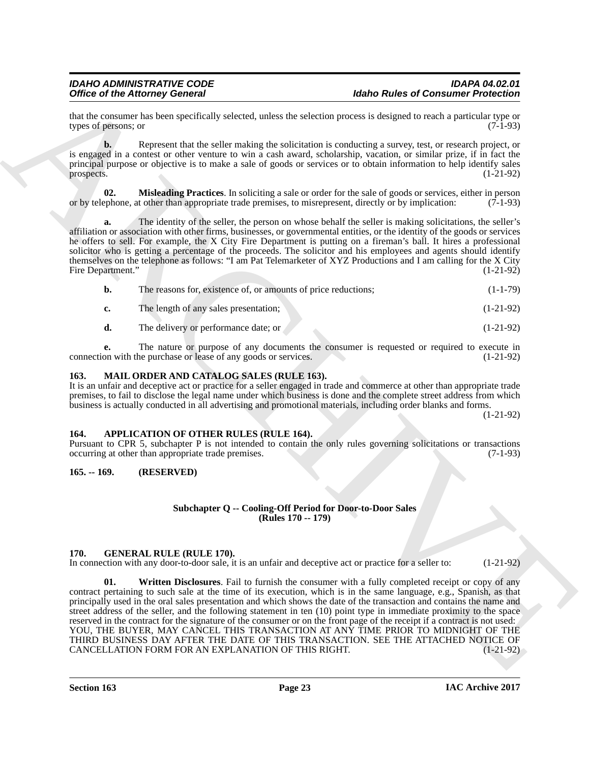that the consumer has been specifically selected, unless the selection process is designed to reach a particular type or types of persons; or (7-1-93)

**b.** Represent that the seller making the solicitation is conducting a survey, test, or research project, or is engaged in a contest or other venture to win a cash award, scholarship, vacation, or similar prize, if in fact the principal purpose or objective is to make a sale of goods or services or to obtain information to help identify sales prospects. (1-21-92)

**02. Misleading Practices**. In soliciting a sale or order for the sale of goods or services, either in person or by telephone, at other than appropriate trade premises, to misrepresent, directly or by implication: (7-1-93)

**a.** The identity of the seller, the person on whose behalf the seller is making solicitations, the seller's affiliation or association with other firms, businesses, or governmental entities, or the identity of the goods or services he offers to sell. For example, the X City Fire Department is putting on a fireman's ball. It hires a professional solicitor who is getting a percentage of the proceeds. The solicitor and his employees and agents should identify themselves on the telephone as follows: "I am Pat Telemarketer of XYZ Productions and I am calling for the X City Fire Department." (1-21-92)

**b.** The reasons for, existence of, or amounts of price reductions; (1-1-79)

**c.** The length of any sales presentation; (1-21-92)

**d.** The delivery or performance date; or (1-21-92)

**e.** The nature or purpose of any documents the consumer is requested or required to execute in connection with the purchase or lease of any goods or services. (1-21-92)

## 163. MAIL ORDER AND CATALOG SALES (RULE 163).

It is an unfair and deceptive act or practice for a seller engaged in trade and commerce at other than appropriate trade premises, to fail to disclose the legal name under which business is done and the complete street address from which business is actually conducted in all advertising and promotional materials, including order blanks and forms. (1-21-92)

## 164. APPLICATION OF OTHER RULES (RULE 164).

Pursuant to CPR 5, subchapter P is not intended to contain the only rules governing solicitations or transactions occurring at other than appropriate trade premises. (7-1-93)

## 165. -- 169. (RESERVED)

### Subchapter Q -- Cooling-Off Period for Door-to-Door Sales (Rules 170 -- 179)

## 170. GENERAL RULE (RULE 170).

In connection with any door-to-door sale, it is an unfair and deceptive act or practice for a seller to: (1-21-92)

**01. Written Disclosures**. Fail to furnish the consumer with a fully completed receipt or copy of any contract pertaining to such sale at the time of its execution, which is in the same language, e.g., Spanish, as that principally used in the oral sales presentation and which shows the date of the transaction and contains the name and street address of the seller, and the following statement in ten (10) point type in immediate proximity to the space reserved in the contract for the signature of the consumer or on the front page of the receipt if a contract is not used: YOU, THE BUYER, MAY CANCEL THIS TRANSACTION AT ANY TIME PRIOR TO MIDNIGHT OF THE THIRD BUSINESS DAY AFTER THE DATE OF THIS TRANSACTION. SEE THE ATTACHED NOTICE OF CANCELLATION FORM FOR AN EXPLANATION OF THIS RIGHT. (1-21-92)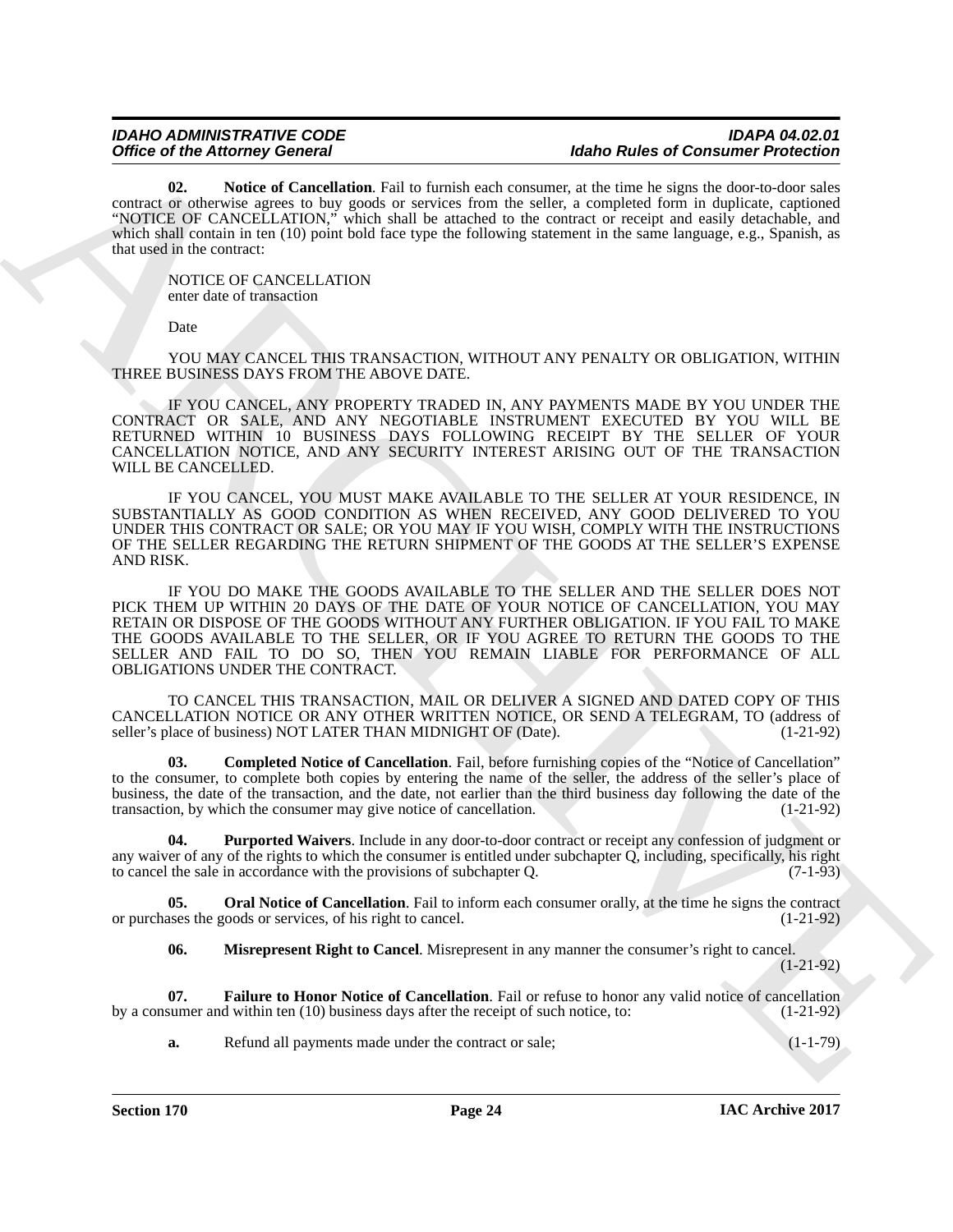**02. Notice of Cancellation**. Fail to furnish each consumer, at the time he signs the door-to-door sales contract or otherwise agrees to buy goods or services from the seller, a completed form in duplicate, captioned "NOTICE OF CANCELLATION," which shall be attached to the contract or receipt and easily detachable, and which shall contain in ten (10) point bold face type the following statement in the same language, e.g., Spanish, as that used in the contract:

NOTICE OF CANCELLATION
enter date of transaction

Date

YOU MAY CANCEL THIS TRANSACTION, WITHOUT ANY PENALTY OR OBLIGATION, WITHIN THREE BUSINESS DAYS FROM THE ABOVE DATE.

IF YOU CANCEL, ANY PROPERTY TRADED IN, ANY PAYMENTS MADE BY YOU UNDER THE CONTRACT OR SALE, AND ANY NEGOTIABLE INSTRUMENT EXECUTED BY YOU WILL BE RETURNED WITHIN 10 BUSINESS DAYS FOLLOWING RECEIPT BY THE SELLER OF YOUR CANCELLATION NOTICE, AND ANY SECURITY INTEREST ARISING OUT OF THE TRANSACTION WILL BE CANCELLED.

IF YOU CANCEL, YOU MUST MAKE AVAILABLE TO THE SELLER AT YOUR RESIDENCE, IN SUBSTANTIALLY AS GOOD CONDITION AS WHEN RECEIVED, ANY GOOD DELIVERED TO YOU UNDER THIS CONTRACT OR SALE; OR YOU MAY IF YOU WISH, COMPLY WITH THE INSTRUCTIONS OF THE SELLER REGARDING THE RETURN SHIPMENT OF THE GOODS AT THE SELLER'S EXPENSE AND RISK.

IF YOU DO MAKE THE GOODS AVAILABLE TO THE SELLER AND THE SELLER DOES NOT PICK THEM UP WITHIN 20 DAYS OF THE DATE OF YOUR NOTICE OF CANCELLATION, YOU MAY RETAIN OR DISPOSE OF THE GOODS WITHOUT ANY FURTHER OBLIGATION. IF YOU FAIL TO MAKE THE GOODS AVAILABLE TO THE SELLER, OR IF YOU AGREE TO RETURN THE GOODS TO THE SELLER AND FAIL TO DO SO, THEN YOU REMAIN LIABLE FOR PERFORMANCE OF ALL OBLIGATIONS UNDER THE CONTRACT.

TO CANCEL THIS TRANSACTION, MAIL OR DELIVER A SIGNED AND DATED COPY OF THIS CANCELLATION NOTICE OR ANY OTHER WRITTEN NOTICE, OR SEND A TELEGRAM, TO (address of seller's place of business) NOT LATER THAN MIDNIGHT OF (Date). (1-21-92)

**03. Completed Notice of Cancellation**. Fail, before furnishing copies of the "Notice of Cancellation" to the consumer, to complete both copies by entering the name of the seller, the address of the seller's place of business, the date of the transaction, and the date, not earlier than the third business day following the date of the transaction, by which the consumer may give notice of cancellation. (1-21-92)

**04. Purported Waivers**. Include in any door-to-door contract or receipt any confession of judgment or any waiver of any of the rights to which the consumer is entitled under subchapter Q, including, specifically, his right to cancel the sale in accordance with the provisions of subchapter Q. (7-1-93)

**05. Oral Notice of Cancellation**. Fail to inform each consumer orally, at the time he signs the contract or purchases the goods or services, of his right to cancel. (1-21-92)

**06. Misrepresent Right to Cancel**. Misrepresent in any manner the consumer's right to cancel. (1-21-92)

**07. Failure to Honor Notice of Cancellation**. Fail or refuse to honor any valid notice of cancellation by a consumer and within ten (10) business days after the receipt of such notice, to: (1-21-92)

**a.** Refund all payments made under the contract or sale; (1-1-79)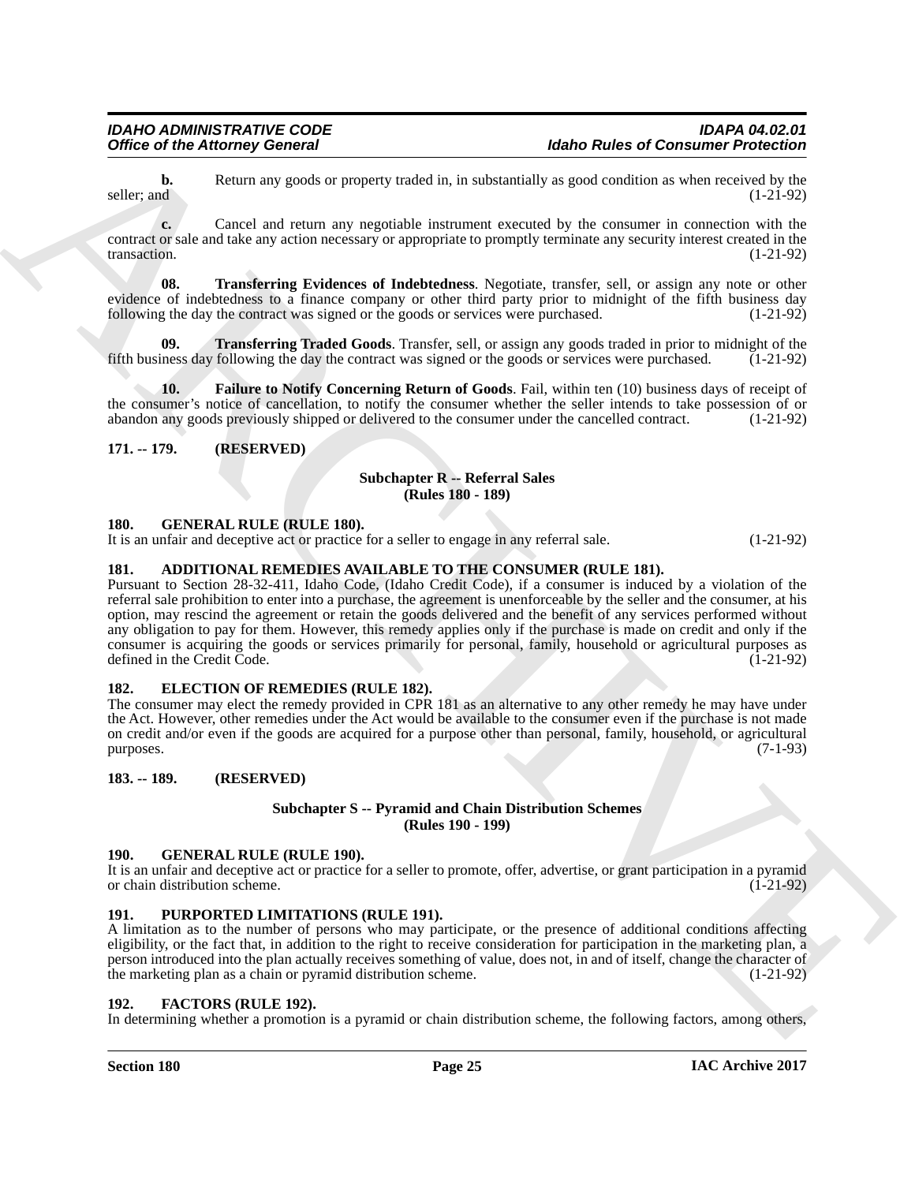**b.** Return any goods or property traded in, in substantially as good condition as when received by the seller; and (1-21-92)

**c.** Cancel and return any negotiable instrument executed by the consumer in connection with the contract or sale and take any action necessary or appropriate to promptly terminate any security interest created in the transaction. (1-21-92)

**08. Transferring Evidences of Indebtedness**. Negotiate, transfer, sell, or assign any note or other evidence of indebtedness to a finance company or other third party prior to midnight of the fifth business day following the day the contract was signed or the goods or services were purchased. (1-21-92)

**09. Transferring Traded Goods**. Transfer, sell, or assign any goods traded in prior to midnight of the fifth business day following the day the contract was signed or the goods or services were purchased. (1-21-92)

**10. Failure to Notify Concerning Return of Goods**. Fail, within ten (10) business days of receipt of the consumer's notice of cancellation, to notify the consumer whether the seller intends to take possession of or abandon any goods previously shipped or delivered to the consumer under the cancelled contract. (1-21-92)

## 171. -- 179. (RESERVED)

### Subchapter R -- Referral Sales (Rules 180 - 189)

## 180. GENERAL RULE (RULE 180).

It is an unfair and deceptive act or practice for a seller to engage in any referral sale. (1-21-92)

## 181. ADDITIONAL REMEDIES AVAILABLE TO THE CONSUMER (RULE 181).

Pursuant to Section 28-32-411, Idaho Code, (Idaho Credit Code), if a consumer is induced by a violation of the referral sale prohibition to enter into a purchase, the agreement is unenforceable by the seller and the consumer, at his option, may rescind the agreement or retain the goods delivered and the benefit of any services performed without any obligation to pay for them. However, this remedy applies only if the purchase is made on credit and only if the consumer is acquiring the goods or services primarily for personal, family, household or agricultural purposes as defined in the Credit Code. (1-21-92)

## 182. ELECTION OF REMEDIES (RULE 182).

The consumer may elect the remedy provided in CPR 181 as an alternative to any other remedy he may have under the Act. However, other remedies under the Act would be available to the consumer even if the purchase is not made on credit and/or even if the goods are acquired for a purpose other than personal, family, household, or agricultural purposes. (7-1-93)

## 183. -- 189. (RESERVED)

### Subchapter S -- Pyramid and Chain Distribution Schemes (Rules 190 - 199)

## 190. GENERAL RULE (RULE 190).

It is an unfair and deceptive act or practice for a seller to promote, offer, advertise, or grant participation in a pyramid or chain distribution scheme. (1-21-92)

## 191. PURPORTED LIMITATIONS (RULE 191).

A limitation as to the number of persons who may participate, or the presence of additional conditions affecting eligibility, or the fact that, in addition to the right to receive consideration for participation in the marketing plan, a person introduced into the plan actually receives something of value, does not, in and of itself, change the character of the marketing plan as a chain or pyramid distribution scheme. (1-21-92)

## 192. FACTORS (RULE 192).

In determining whether a promotion is a pyramid or chain distribution scheme, the following factors, among others,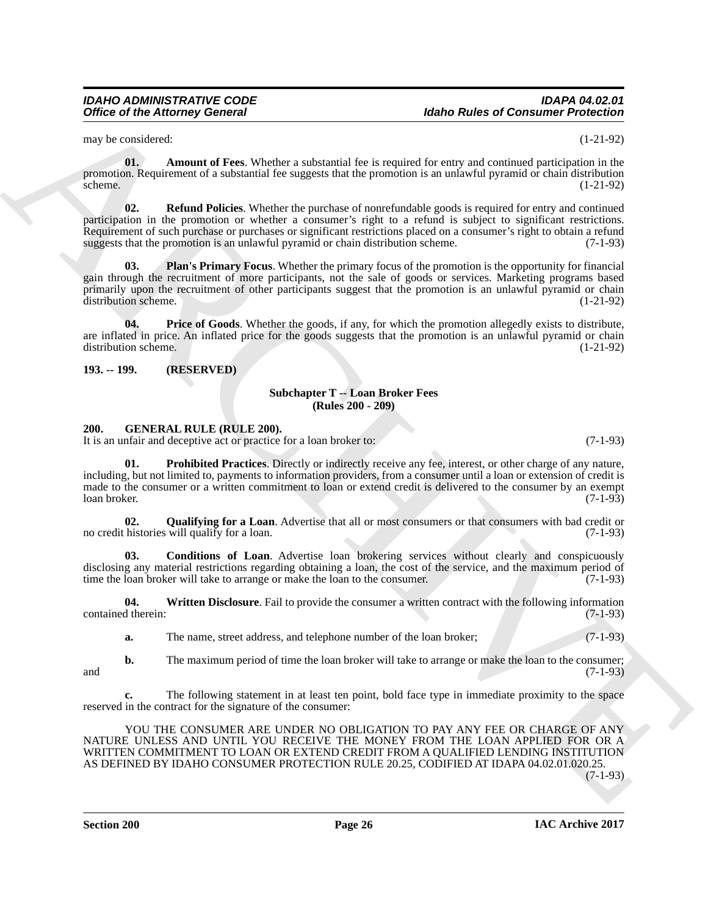may be considered: (1-21-92)

**01. Amount of Fees**. Whether a substantial fee is required for entry and continued participation in the promotion. Requirement of a substantial fee suggests that the promotion is an unlawful pyramid or chain distribution scheme. (1-21-92)

**02. Refund Policies**. Whether the purchase of nonrefundable goods is required for entry and continued participation in the promotion or whether a consumer's right to a refund is subject to significant restrictions. Requirement of such purchase or purchases or significant restrictions placed on a consumer's right to obtain a refund suggests that the promotion is an unlawful pyramid or chain distribution scheme. (7-1-93)

**03. Plan's Primary Focus**. Whether the primary focus of the promotion is the opportunity for financial gain through the recruitment of more participants, not the sale of goods or services. Marketing programs based primarily upon the recruitment of other participants suggest that the promotion is an unlawful pyramid or chain distribution scheme. (1-21-92)

**04. Price of Goods**. Whether the goods, if any, for which the promotion allegedly exists to distribute, are inflated in price. An inflated price for the goods suggests that the promotion is an unlawful pyramid or chain distribution scheme. (1-21-92)

### 193. -- 199. (RESERVED)

## Subchapter T -- Loan Broker Fees (Rules 200 - 209)

### 200. GENERAL RULE (RULE 200).

It is an unfair and deceptive act or practice for a loan broker to: (7-1-93)

**01. Prohibited Practices**. Directly or indirectly receive any fee, interest, or other charge of any nature, including, but not limited to, payments to information providers, from a consumer until a loan or extension of credit is made to the consumer or a written commitment to loan or extend credit is delivered to the consumer by an exempt loan broker. (7-1-93)

**02. Qualifying for a Loan**. Advertise that all or most consumers or that consumers with bad credit or no credit histories will qualify for a loan. (7-1-93)

**03. Conditions of Loan**. Advertise loan brokering services without clearly and conspicuously disclosing any material restrictions regarding obtaining a loan, the cost of the service, and the maximum period of time the loan broker will take to arrange or make the loan to the consumer. (7-1-93)

**04. Written Disclosure**. Fail to provide the consumer a written contract with the following information contained therein: (7-1-93)

**a.** The name, street address, and telephone number of the loan broker; (7-1-93)

**b.** The maximum period of time the loan broker will take to arrange or make the loan to the consumer; and (7-1-93)

**c.** The following statement in at least ten point, bold face type in immediate proximity to the space reserved in the contract for the signature of the consumer:

YOU THE CONSUMER ARE UNDER NO OBLIGATION TO PAY ANY FEE OR CHARGE OF ANY NATURE UNLESS AND UNTIL YOU RECEIVE THE MONEY FROM THE LOAN APPLIED FOR OR A WRITTEN COMMITMENT TO LOAN OR EXTEND CREDIT FROM A QUALIFIED LENDING INSTITUTION AS DEFINED BY IDAHO CONSUMER PROTECTION RULE 20.25, CODIFIED AT IDAPA 04.02.01.020.25. (7-1-93)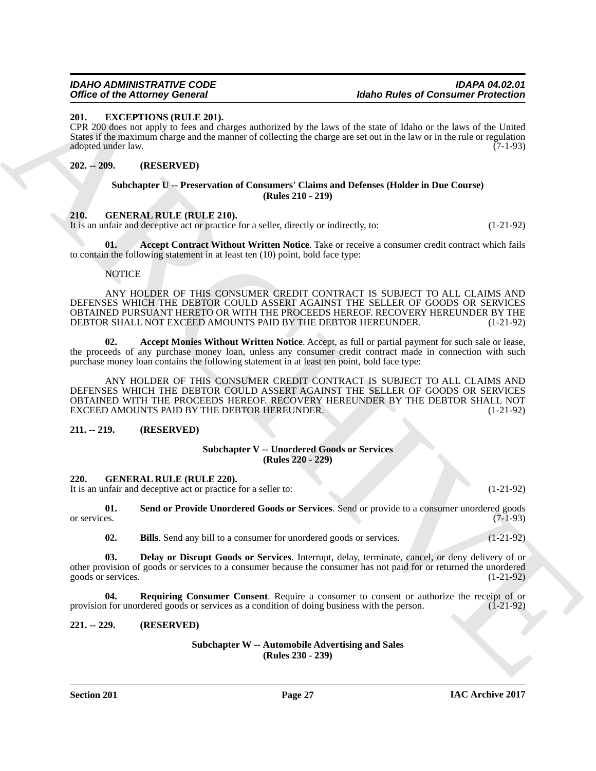### 201. EXCEPTIONS (RULE 201).

CPR 200 does not apply to fees and charges authorized by the laws of the state of Idaho or the laws of the United States if the maximum charge and the manner of collecting the charge are set out in the law or in the rule or regulation adopted under law. (7-1-93)

### 202. -- 209. (RESERVED)

## Subchapter U -- Preservation of Consumers' Claims and Defenses (Holder in Due Course) (Rules 210 - 219)

### 210. GENERAL RULE (RULE 210).

It is an unfair and deceptive act or practice for a seller, directly or indirectly, to: (1-21-92)

**01. Accept Contract Without Written Notice**. Take or receive a consumer credit contract which fails to contain the following statement in at least ten (10) point, bold face type:

NOTICE

ANY HOLDER OF THIS CONSUMER CREDIT CONTRACT IS SUBJECT TO ALL CLAIMS AND DEFENSES WHICH THE DEBTOR COULD ASSERT AGAINST THE SELLER OF GOODS OR SERVICES OBTAINED PURSUANT HERETO OR WITH THE PROCEEDS HEREOF. RECOVERY HEREUNDER BY THE DEBTOR SHALL NOT EXCEED AMOUNTS PAID BY THE DEBTOR HEREUNDER. (1-21-92)

**02. Accept Monies Without Written Notice**. Accept, as full or partial payment for such sale or lease, the proceeds of any purchase money loan, unless any consumer credit contract made in connection with such purchase money loan contains the following statement in at least ten point, bold face type:

ANY HOLDER OF THIS CONSUMER CREDIT CONTRACT IS SUBJECT TO ALL CLAIMS AND DEFENSES WHICH THE DEBTOR COULD ASSERT AGAINST THE SELLER OF GOODS OR SERVICES OBTAINED WITH THE PROCEEDS HEREOF. RECOVERY HEREUNDER BY THE DEBTOR SHALL NOT EXCEED AMOUNTS PAID BY THE DEBTOR HEREUNDER. (1-21-92)

### 211. -- 219. (RESERVED)

## Subchapter V -- Unordered Goods or Services (Rules 220 - 229)

### 220. GENERAL RULE (RULE 220).

It is an unfair and deceptive act or practice for a seller to: (1-21-92)

**01. Send or Provide Unordered Goods or Services**. Send or provide to a consumer unordered goods or services. (7-1-93)

**02. Bills**. Send any bill to a consumer for unordered goods or services. (1-21-92)

**03. Delay or Disrupt Goods or Services**. Interrupt, delay, terminate, cancel, or deny delivery of or other provision of goods or services to a consumer because the consumer has not paid for or returned the unordered goods or services. (1-21-92)

**04. Requiring Consumer Consent**. Require a consumer to consent or authorize the receipt of or provision for unordered goods or services as a condition of doing business with the person. (1-21-92)

### 221. -- 229. (RESERVED)

## Subchapter W -- Automobile Advertising and Sales (Rules 230 - 239)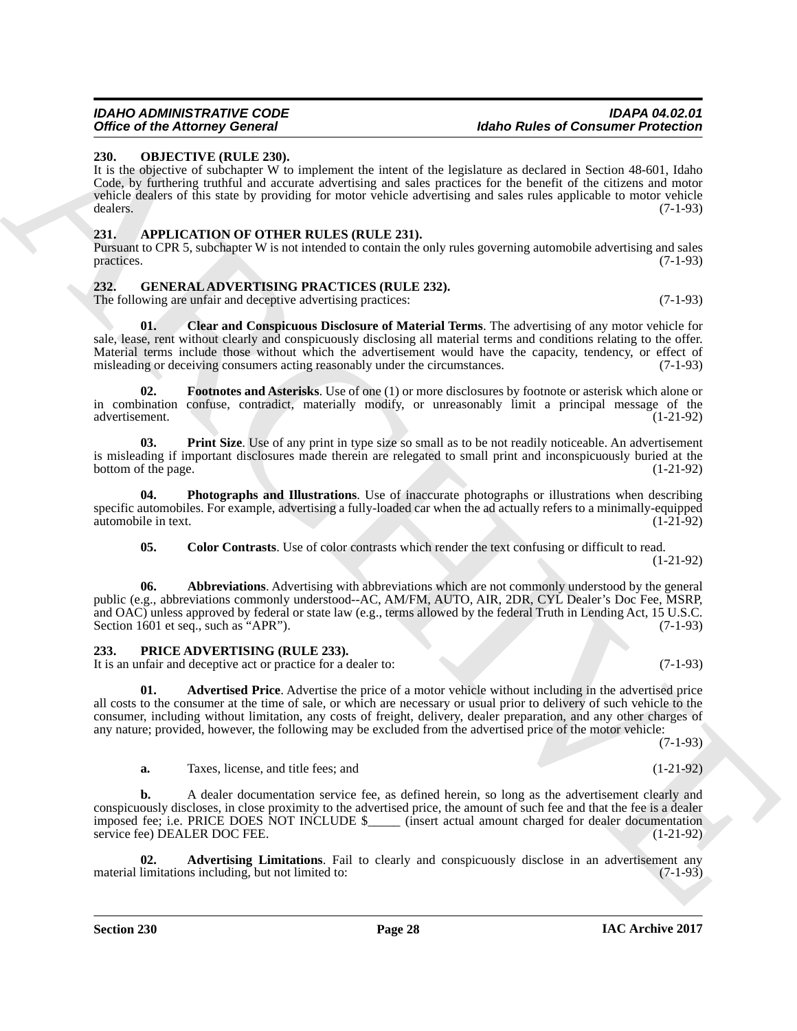## 230. OBJECTIVE (RULE 230).

It is the objective of subchapter W to implement the intent of the legislature as declared in Section 48-601, Idaho Code, by furthering truthful and accurate advertising and sales practices for the benefit of the citizens and motor vehicle dealers of this state by providing for motor vehicle advertising and sales rules applicable to motor vehicle dealers. (7-1-93)

## 231. APPLICATION OF OTHER RULES (RULE 231).

Pursuant to CPR 5, subchapter W is not intended to contain the only rules governing automobile advertising and sales practices. (7-1-93)

## 232. GENERAL ADVERTISING PRACTICES (RULE 232).

The following are unfair and deceptive advertising practices: (7-1-93)

**01. Clear and Conspicuous Disclosure of Material Terms**. The advertising of any motor vehicle for sale, lease, rent without clearly and conspicuously disclosing all material terms and conditions relating to the offer. Material terms include those without which the advertisement would have the capacity, tendency, or effect of misleading or deceiving consumers acting reasonably under the circumstances. (7-1-93)

**02. Footnotes and Asterisks**. Use of one (1) or more disclosures by footnote or asterisk which alone or in combination confuse, contradict, materially modify, or unreasonably limit a principal message of the advertisement. (1-21-92)

**03. Print Size**. Use of any print in type size so small as to be not readily noticeable. An advertisement is misleading if important disclosures made therein are relegated to small print and inconspicuously buried at the bottom of the page. (1-21-92)

**04. Photographs and Illustrations**. Use of inaccurate photographs or illustrations when describing specific automobiles. For example, advertising a fully-loaded car when the ad actually refers to a minimally-equipped automobile in text. (1-21-92)

**05. Color Contrasts**. Use of color contrasts which render the text confusing or difficult to read. (1-21-92)

**06. Abbreviations**. Advertising with abbreviations which are not commonly understood by the general public (e.g., abbreviations commonly understood--AC, AM/FM, AUTO, AIR, 2DR, CYL Dealer's Doc Fee, MSRP, and OAC) unless approved by federal or state law (e.g., terms allowed by the federal Truth in Lending Act, 15 U.S.C. Section 1601 et seq., such as "APR"). (7-1-93)

## 233. PRICE ADVERTISING (RULE 233).

It is an unfair and deceptive act or practice for a dealer to: (7-1-93)

**01. Advertised Price**. Advertise the price of a motor vehicle without including in the advertised price all costs to the consumer at the time of sale, or which are necessary or usual prior to delivery of such vehicle to the consumer, including without limitation, any costs of freight, delivery, dealer preparation, and any other charges of any nature; provided, however, the following may be excluded from the advertised price of the motor vehicle: (7-1-93)

**a.** Taxes, license, and title fees; and (1-21-92)

**b.** A dealer documentation service fee, as defined herein, so long as the advertisement clearly and conspicuously discloses, in close proximity to the advertised price, the amount of such fee and that the fee is a dealer imposed fee; i.e. PRICE DOES NOT INCLUDE $_____ (insert actual amount charged for dealer documentation service fee) DEALER DOC FEE. (1-21-92)

**02. Advertising Limitations**. Fail to clearly and conspicuously disclose in an advertisement any material limitations including, but not limited to: (7-1-93)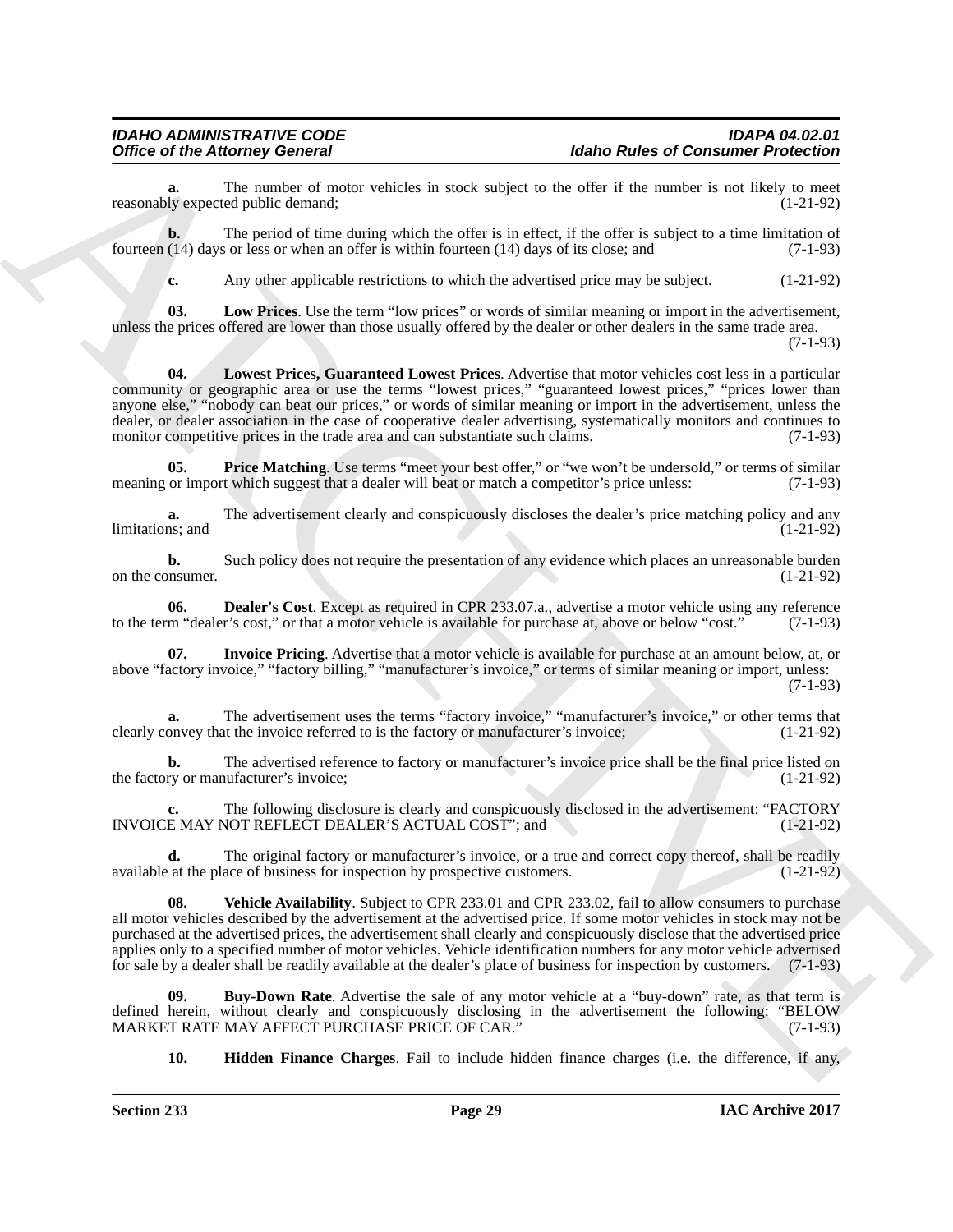**a.** The number of motor vehicles in stock subject to the offer if the number is not likely to meet reasonably expected public demand; (1-21-92)

**b.** The period of time during which the offer is in effect, if the offer is subject to a time limitation of fourteen (14) days or less or when an offer is within fourteen (14) days of its close; and (7-1-93)

**c.** Any other applicable restrictions to which the advertised price may be subject. (1-21-92)

**03. Low Prices**. Use the term "low prices" or words of similar meaning or import in the advertisement, unless the prices offered are lower than those usually offered by the dealer or other dealers in the same trade area. (7-1-93)

**04. Lowest Prices, Guaranteed Lowest Prices**. Advertise that motor vehicles cost less in a particular community or geographic area or use the terms "lowest prices," "guaranteed lowest prices," "prices lower than anyone else," "nobody can beat our prices," or words of similar meaning or import in the advertisement, unless the dealer, or dealer association in the case of cooperative dealer advertising, systematically monitors and continues to monitor competitive prices in the trade area and can substantiate such claims. (7-1-93)

**05. Price Matching**. Use terms "meet your best offer," or "we won't be undersold," or terms of similar meaning or import which suggest that a dealer will beat or match a competitor's price unless: (7-1-93)

**a.** The advertisement clearly and conspicuously discloses the dealer's price matching policy and any limitations; and (1-21-92)

**b.** Such policy does not require the presentation of any evidence which places an unreasonable burden on the consumer. (1-21-92)

**06. Dealer's Cost**. Except as required in CPR 233.07.a., advertise a motor vehicle using any reference to the term "dealer's cost," or that a motor vehicle is available for purchase at, above or below "cost." (7-1-93)

**07. Invoice Pricing**. Advertise that a motor vehicle is available for purchase at an amount below, at, or above "factory invoice," "factory billing," "manufacturer's invoice," or terms of similar meaning or import, unless: (7-1-93)

**a.** The advertisement uses the terms "factory invoice," "manufacturer's invoice," or other terms that clearly convey that the invoice referred to is the factory or manufacturer's invoice; (1-21-92)

**b.** The advertised reference to factory or manufacturer's invoice price shall be the final price listed on the factory or manufacturer's invoice; (1-21-92)

**c.** The following disclosure is clearly and conspicuously disclosed in the advertisement: "FACTORY INVOICE MAY NOT REFLECT DEALER'S ACTUAL COST"; and (1-21-92)

**d.** The original factory or manufacturer's invoice, or a true and correct copy thereof, shall be readily available at the place of business for inspection by prospective customers. (1-21-92)

**08. Vehicle Availability**. Subject to CPR 233.01 and CPR 233.02, fail to allow consumers to purchase all motor vehicles described by the advertisement at the advertised price. If some motor vehicles in stock may not be purchased at the advertised prices, the advertisement shall clearly and conspicuously disclose that the advertised price applies only to a specified number of motor vehicles. Vehicle identification numbers for any motor vehicle advertised for sale by a dealer shall be readily available at the dealer's place of business for inspection by customers. (7-1-93)

**09. Buy-Down Rate**. Advertise the sale of any motor vehicle at a "buy-down" rate, as that term is defined herein, without clearly and conspicuously disclosing in the advertisement the following: "BELOW MARKET RATE MAY AFFECT PURCHASE PRICE OF CAR." (7-1-93)

**10. Hidden Finance Charges**. Fail to include hidden finance charges (i.e. the difference, if any,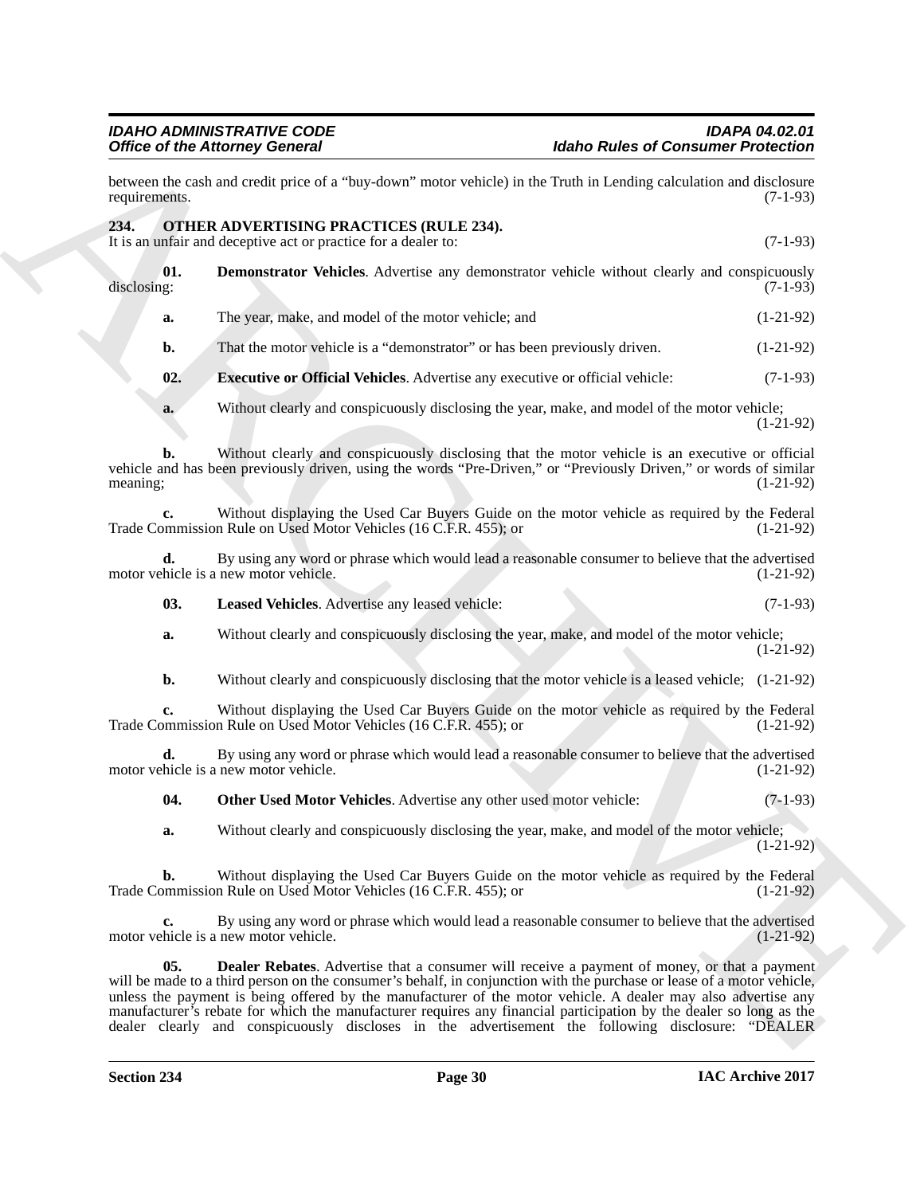between the cash and credit price of a "buy-down" motor vehicle) in the Truth in Lending calculation and disclosure requirements. (7-1-93)

## 234. OTHER ADVERTISING PRACTICES (RULE 234).

It is an unfair and deceptive act or practice for a dealer to: (7-1-93)

**01. Demonstrator Vehicles**. Advertise any demonstrator vehicle without clearly and conspicuously disclosing: (7-1-93)

**a.** The year, make, and model of the motor vehicle; and (1-21-92)

**b.** That the motor vehicle is a "demonstrator" or has been previously driven. (1-21-92)

**02. Executive or Official Vehicles**. Advertise any executive or official vehicle: (7-1-93)

**a.** Without clearly and conspicuously disclosing the year, make, and model of the motor vehicle; (1-21-92)

**b.** Without clearly and conspicuously disclosing that the motor vehicle is an executive or official vehicle and has been previously driven, using the words "Pre-Driven," or "Previously Driven," or words of similar meaning; (1-21-92)

**c.** Without displaying the Used Car Buyers Guide on the motor vehicle as required by the Federal Trade Commission Rule on Used Motor Vehicles (16 C.F.R. 455); or (1-21-92)

**d.** By using any word or phrase which would lead a reasonable consumer to believe that the advertised motor vehicle is a new motor vehicle. (1-21-92)

**03. Leased Vehicles**. Advertise any leased vehicle: (7-1-93)

**a.** Without clearly and conspicuously disclosing the year, make, and model of the motor vehicle; (1-21-92)

**b.** Without clearly and conspicuously disclosing that the motor vehicle is a leased vehicle; (1-21-92)

**c.** Without displaying the Used Car Buyers Guide on the motor vehicle as required by the Federal Trade Commission Rule on Used Motor Vehicles (16 C.F.R. 455); or (1-21-92)

**d.** By using any word or phrase which would lead a reasonable consumer to believe that the advertised motor vehicle is a new motor vehicle. (1-21-92)

**04. Other Used Motor Vehicles**. Advertise any other used motor vehicle: (7-1-93)

**a.** Without clearly and conspicuously disclosing the year, make, and model of the motor vehicle; (1-21-92)

**b.** Without displaying the Used Car Buyers Guide on the motor vehicle as required by the Federal Trade Commission Rule on Used Motor Vehicles (16 C.F.R. 455); or (1-21-92)

**c.** By using any word or phrase which would lead a reasonable consumer to believe that the advertised motor vehicle is a new motor vehicle. (1-21-92)

**05. Dealer Rebates**. Advertise that a consumer will receive a payment of money, or that a payment will be made to a third person on the consumer's behalf, in conjunction with the purchase or lease of a motor vehicle, unless the payment is being offered by the manufacturer of the motor vehicle. A dealer may also advertise any manufacturer's rebate for which the manufacturer requires any financial participation by the dealer so long as the dealer clearly and conspicuously discloses in the advertisement the following disclosure: "DEALER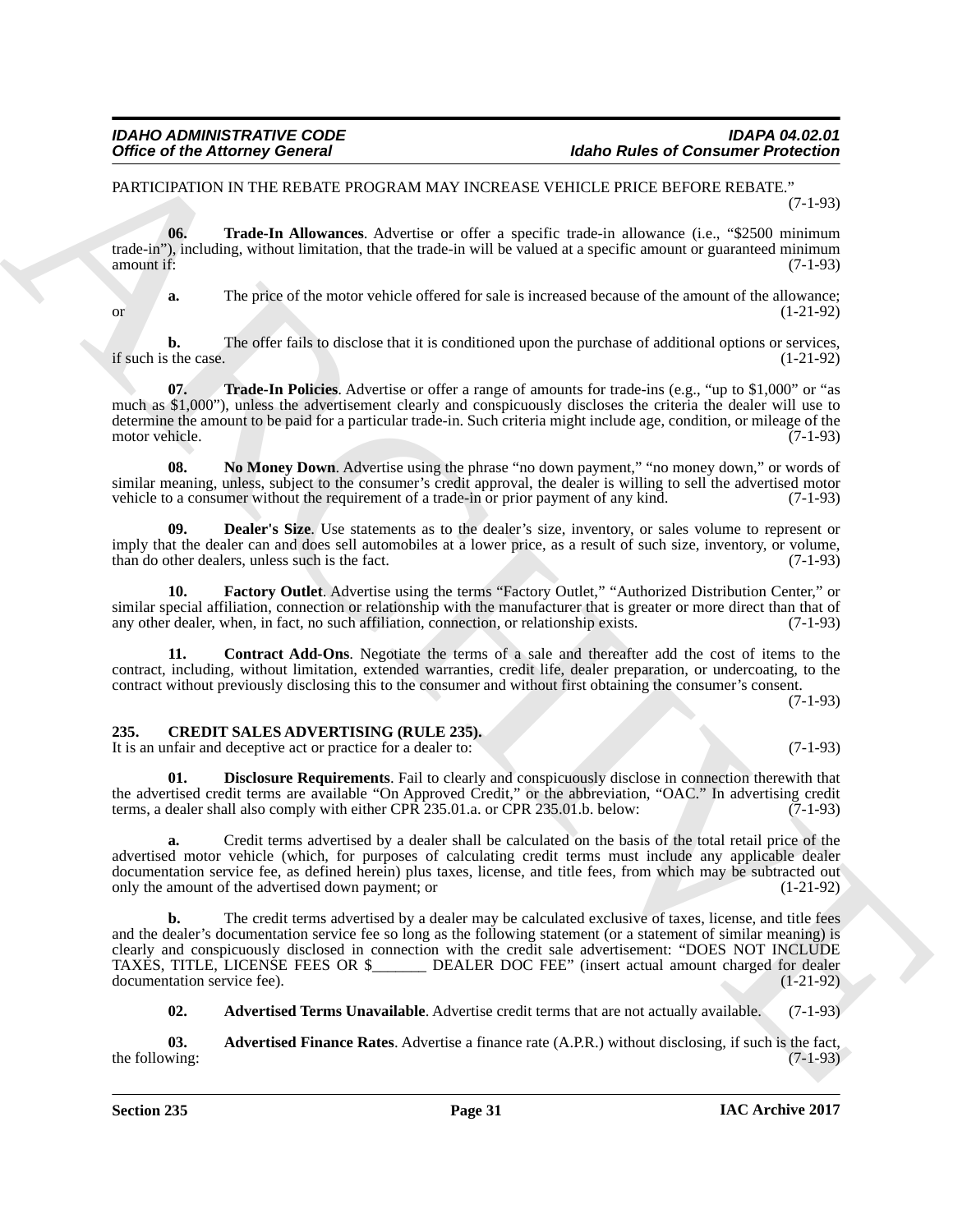PARTICIPATION IN THE REBATE PROGRAM MAY INCREASE VEHICLE PRICE BEFORE REBATE." (7-1-93)

**06. Trade-In Allowances**. Advertise or offer a specific trade-in allowance (i.e., "$2500 minimum trade-in"), including, without limitation, that the trade-in will be valued at a specific amount or guaranteed minimum amount if: (7-1-93)

**a.** The price of the motor vehicle offered for sale is increased because of the amount of the allowance; or (1-21-92)

**b.** The offer fails to disclose that it is conditioned upon the purchase of additional options or services, if such is the case. (1-21-92)

**07. Trade-In Policies**. Advertise or offer a range of amounts for trade-ins (e.g., "up to $1,000" or "as much as $1,000"), unless the advertisement clearly and conspicuously discloses the criteria the dealer will use to determine the amount to be paid for a particular trade-in. Such criteria might include age, condition, or mileage of the motor vehicle. (7-1-93)

**08. No Money Down**. Advertise using the phrase "no down payment," "no money down," or words of similar meaning, unless, subject to the consumer's credit approval, the dealer is willing to sell the advertised motor vehicle to a consumer without the requirement of a trade-in or prior payment of any kind. (7-1-93)

**09. Dealer's Size**. Use statements as to the dealer's size, inventory, or sales volume to represent or imply that the dealer can and does sell automobiles at a lower price, as a result of such size, inventory, or volume, than do other dealers, unless such is the fact. (7-1-93)

**10. Factory Outlet**. Advertise using the terms "Factory Outlet," "Authorized Distribution Center," or similar special affiliation, connection or relationship with the manufacturer that is greater or more direct than that of any other dealer, when, in fact, no such affiliation, connection, or relationship exists. (7-1-93)

**11. Contract Add-Ons**. Negotiate the terms of a sale and thereafter add the cost of items to the contract, including, without limitation, extended warranties, credit life, dealer preparation, or undercoating, to the contract without previously disclosing this to the consumer and without first obtaining the consumer's consent. (7-1-93)

## 235. CREDIT SALES ADVERTISING (RULE 235).

It is an unfair and deceptive act or practice for a dealer to: (7-1-93)

**01. Disclosure Requirements**. Fail to clearly and conspicuously disclose in connection therewith that the advertised credit terms are available "On Approved Credit," or the abbreviation, "OAC." In advertising credit terms, a dealer shall also comply with either CPR 235.01.a. or CPR 235.01.b. below: (7-1-93)

**a.** Credit terms advertised by a dealer shall be calculated on the basis of the total retail price of the advertised motor vehicle (which, for purposes of calculating credit terms must include any applicable dealer documentation service fee, as defined herein) plus taxes, license, and title fees, from which may be subtracted out only the amount of the advertised down payment; or (1-21-92)

**b.** The credit terms advertised by a dealer may be calculated exclusive of taxes, license, and title fees and the dealer's documentation service fee so long as the following statement (or a statement of similar meaning) is clearly and conspicuously disclosed in connection with the credit sale advertisement: "DOES NOT INCLUDE TAXES, TITLE, LICENSE FEES OR $_______ DEALER DOC FEE" (insert actual amount charged for dealer documentation service fee). (1-21-92)

**02. Advertised Terms Unavailable**. Advertise credit terms that are not actually available. (7-1-93)

**03. Advertised Finance Rates**. Advertise a finance rate (A.P.R.) without disclosing, if such is the fact, the following: (7-1-93)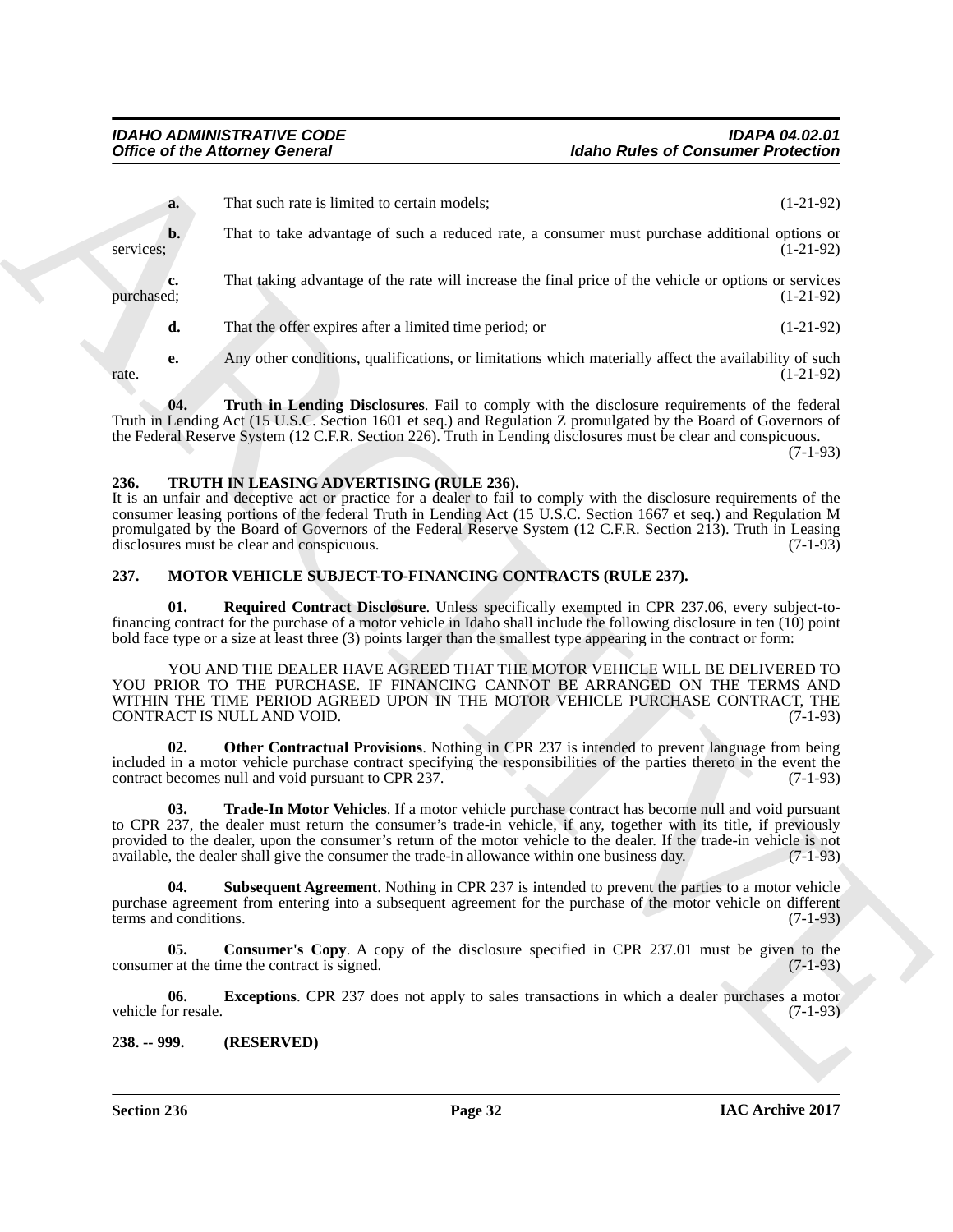**a.** That such rate is limited to certain models; (1-21-92)

**b.** That to take advantage of such a reduced rate, a consumer must purchase additional options or services; (1-21-92)

**c.** That taking advantage of the rate will increase the final price of the vehicle or options or services purchased; (1-21-92)

**d.** That the offer expires after a limited time period; or (1-21-92)

**e.** Any other conditions, qualifications, or limitations which materially affect the availability of such rate. (1-21-92)

**04. Truth in Lending Disclosures**. Fail to comply with the disclosure requirements of the federal Truth in Lending Act (15 U.S.C. Section 1601 et seq.) and Regulation Z promulgated by the Board of Governors of the Federal Reserve System (12 C.F.R. Section 226). Truth in Lending disclosures must be clear and conspicuous. (7-1-93)

## 236. TRUTH IN LEASING ADVERTISING (RULE 236).

It is an unfair and deceptive act or practice for a dealer to fail to comply with the disclosure requirements of the consumer leasing portions of the federal Truth in Lending Act (15 U.S.C. Section 1667 et seq.) and Regulation M promulgated by the Board of Governors of the Federal Reserve System (12 C.F.R. Section 213). Truth in Leasing disclosures must be clear and conspicuous. (7-1-93)

## 237. MOTOR VEHICLE SUBJECT-TO-FINANCING CONTRACTS (RULE 237).

**01. Required Contract Disclosure**. Unless specifically exempted in CPR 237.06, every subject-to-financing contract for the purchase of a motor vehicle in Idaho shall include the following disclosure in ten (10) point bold face type or a size at least three (3) points larger than the smallest type appearing in the contract or form:

YOU AND THE DEALER HAVE AGREED THAT THE MOTOR VEHICLE WILL BE DELIVERED TO YOU PRIOR TO THE PURCHASE. IF FINANCING CANNOT BE ARRANGED ON THE TERMS AND WITHIN THE TIME PERIOD AGREED UPON IN THE MOTOR VEHICLE PURCHASE CONTRACT, THE CONTRACT IS NULL AND VOID. (7-1-93)

**02. Other Contractual Provisions**. Nothing in CPR 237 is intended to prevent language from being included in a motor vehicle purchase contract specifying the responsibilities of the parties thereto in the event the contract becomes null and void pursuant to CPR 237. (7-1-93)

**03. Trade-In Motor Vehicles**. If a motor vehicle purchase contract has become null and void pursuant to CPR 237, the dealer must return the consumer's trade-in vehicle, if any, together with its title, if previously provided to the dealer, upon the consumer's return of the motor vehicle to the dealer. If the trade-in vehicle is not available, the dealer shall give the consumer the trade-in allowance within one business day. (7-1-93)

**04. Subsequent Agreement**. Nothing in CPR 237 is intended to prevent the parties to a motor vehicle purchase agreement from entering into a subsequent agreement for the purchase of the motor vehicle on different terms and conditions. (7-1-93)

**05. Consumer's Copy**. A copy of the disclosure specified in CPR 237.01 must be given to the consumer at the time the contract is signed. (7-1-93)

**06. Exceptions**. CPR 237 does not apply to sales transactions in which a dealer purchases a motor vehicle for resale. (7-1-93)

## 238. -- 999. (RESERVED)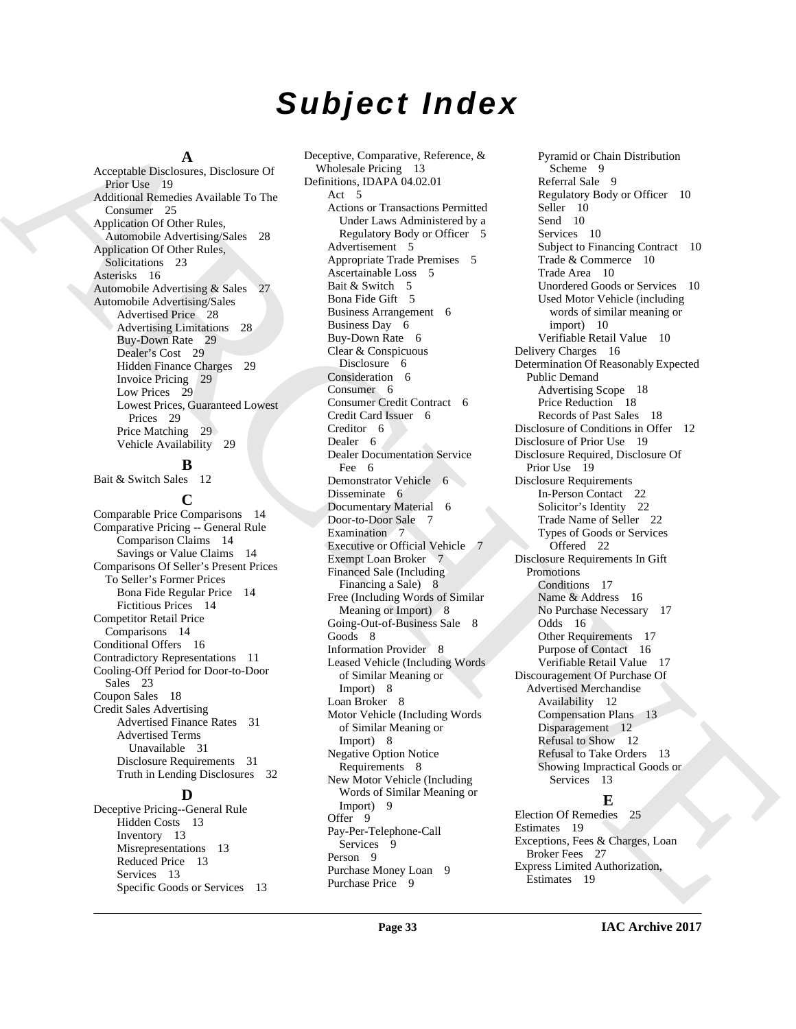# Subject Index

## A

Acceptable Disclosures, Disclosure Of Prior Use 19
Additional Remedies Available To The Consumer 25
Application Of Other Rules, Automobile Advertising/Sales 28
Application Of Other Rules, Solicitations 23
Asterisks 16
Automobile Advertising & Sales 27
Automobile Advertising/Sales
- Advertised Price 28
- Advertising Limitations 28
- Buy-Down Rate 29
- Dealer's Cost 29
- Hidden Finance Charges 29
- Invoice Pricing 29
- Low Prices 29
- Lowest Prices, Guaranteed Lowest Prices 29
- Price Matching 29
- Vehicle Availability 29

## B

Bait & Switch Sales 12

## C

Comparable Price Comparisons 14
Comparative Pricing -- General Rule
- Comparison Claims 14
- Savings or Value Claims 14

Comparisons Of Seller's Present Prices To Seller's Former Prices
- Bona Fide Regular Price 14
- Fictitious Prices 14

Competitor Retail Price Comparisons 14
Conditional Offers 16
Contradictory Representations 11
Cooling-Off Period for Door-to-Door Sales 23
Coupon Sales 18
Credit Sales Advertising
- Advertised Finance Rates 31
- Advertised Terms Unavailable 31
- Disclosure Requirements 31
- Truth in Lending Disclosures 32

## D

Deceptive Pricing--General Rule
- Hidden Costs 13
- Inventory 13
- Misrepresentations 13
- Reduced Price 13
- Services 13
- Specific Goods or Services 13

Deceptive, Comparative, Reference, & Wholesale Pricing 13
Definitions, IDAPA 04.02.01
- Act 5
- Actions or Transactions Permitted Under Laws Administered by a Regulatory Body or Officer 5
- Advertisement 5
- Appropriate Trade Premises 5
- Ascertainable Loss 5
- Bait & Switch 5
- Bona Fide Gift 5
- Business Arrangement 6
- Business Day 6
- Buy-Down Rate 6
- Clear & Conspicuous Disclosure 6
- Consideration 6
- Consumer 6
- Consumer Credit Contract 6
- Credit Card Issuer 6
- Creditor 6
- Dealer 6
- Dealer Documentation Service Fee 6
- Demonstrator Vehicle 6
- Disseminate 6
- Documentary Material 6
- Door-to-Door Sale 7
- Examination 7
- Executive or Official Vehicle 7
- Exempt Loan Broker 7
- Financed Sale (Including Financing a Sale) 8
- Free (Including Words of Similar Meaning or Import) 8
- Going-Out-of-Business Sale 8
- Goods 8
- Information Provider 8
- Leased Vehicle (Including Words of Similar Meaning or Import) 8
- Loan Broker 8
- Motor Vehicle (Including Words of Similar Meaning or Import) 8
- Negative Option Notice Requirements 8
- New Motor Vehicle (Including Words of Similar Meaning or Import) 9
- Offer 9
- Pay-Per-Telephone-Call Services 9
- Person 9
- Purchase Money Loan 9
- Purchase Price 9
- Pyramid or Chain Distribution Scheme 9
- Referral Sale 9
- Regulatory Body or Officer 10
- Seller 10
- Send 10
- Services 10
- Subject to Financing Contract 10
- Trade & Commerce 10
- Trade Area 10
- Unordered Goods or Services 10
- Used Motor Vehicle (including words of similar meaning or import) 10
- Verifiable Retail Value 10

Delivery Charges 16
Determination Of Reasonably Expected Public Demand
- Advertising Scope 18
- Price Reduction 18
- Records of Past Sales 18

Disclosure of Conditions in Offer 12
Disclosure of Prior Use 19
Disclosure Required, Disclosure Of Prior Use 19
Disclosure Requirements
- In-Person Contact 22
- Solicitor's Identity 22
- Trade Name of Seller 22
- Types of Goods or Services Offered 22

Disclosure Requirements In Gift Promotions
- Conditions 17
- Name & Address 16
- No Purchase Necessary 17
- Odds 16
- Other Requirements 17
- Purpose of Contact 16
- Verifiable Retail Value 17

Discouragement Of Purchase Of Advertised Merchandise
- Availability 12
- Compensation Plans 13
- Disparagement 12
- Refusal to Show 12
- Refusal to Take Orders 13
- Showing Impractical Goods or Services 13

## E

Election Of Remedies 25
Estimates 19
Exceptions, Fees & Charges, Loan Broker Fees 27
Express Limited Authorization, Estimates 19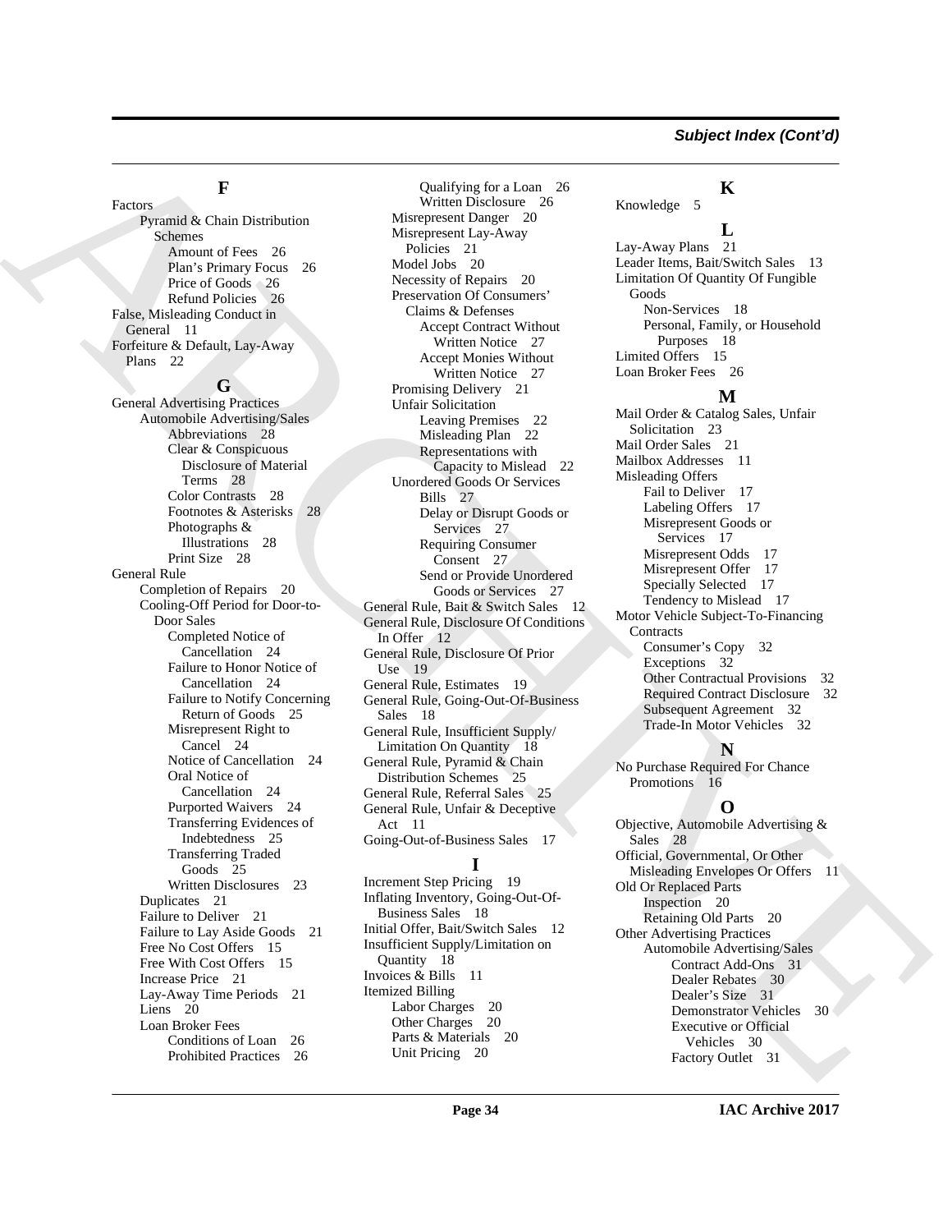## Subject Index (Cont'd)

### F

Factors
- Pyramid & Chain Distribution Schemes
  - Amount of Fees 26
  - Plan's Primary Focus 26
  - Price of Goods 26
  - Refund Policies 26

False, Misleading Conduct in General 11

Forfeiture & Default, Lay-Away Plans 22

### G

General Advertising Practices
- Automobile Advertising/Sales
  - Abbreviations 28
  - Clear & Conspicuous Disclosure of Material Terms 28
  - Color Contrasts 28
  - Footnotes & Asterisks 28
  - Photographs & Illustrations 28
  - Print Size 28

General Rule
- Completion of Repairs 20
- Cooling-Off Period for Door-to-Door Sales
  - Completed Notice of Cancellation 24
  - Failure to Honor Notice of Cancellation 24
  - Failure to Notify Concerning Return of Goods 25
  - Misrepresent Right to Cancel 24
  - Notice of Cancellation 24
  - Oral Notice of Cancellation 24
  - Purported Waivers 24
  - Transferring Evidences of Indebtedness 25
  - Transferring Traded Goods 25
  - Written Disclosures 23
- Duplicates 21
- Failure to Deliver 21
- Failure to Lay Aside Goods 21
- Free No Cost Offers 15
- Free With Cost Offers 15
- Increase Price 21
- Lay-Away Time Periods 21
- Liens 20
- Loan Broker Fees
  - Conditions of Loan 26
  - Prohibited Practices 26
  - Qualifying for a Loan 26
  - Written Disclosure 26
- Misrepresent Danger 20
- Misrepresent Lay-Away Policies 21
- Model Jobs 20
- Necessity of Repairs 20
- Preservation Of Consumers' Claims & Defenses
  - Accept Contract Without Written Notice 27
  - Accept Monies Without Written Notice 27
- Promising Delivery 21
- Unfair Solicitation
  - Leaving Premises 22
  - Misleading Plan 22
  - Representations with Capacity to Mislead 22
- Unordered Goods Or Services
  - Bills 27
  - Delay or Disrupt Goods or Services 27
  - Requiring Consumer Consent 27
  - Send or Provide Unordered Goods or Services 27

General Rule, Bait & Switch Sales 12

General Rule, Disclosure Of Conditions In Offer 12

General Rule, Disclosure Of Prior Use 19

General Rule, Estimates 19

General Rule, Going-Out-Of-Business Sales 18

General Rule, Insufficient Supply/ Limitation On Quantity 18

General Rule, Pyramid & Chain Distribution Schemes 25

General Rule, Referral Sales 25

General Rule, Unfair & Deceptive Act 11

Going-Out-of-Business Sales 17

### I

Increment Step Pricing 19

Inflating Inventory, Going-Out-Of-Business Sales 18

Initial Offer, Bait/Switch Sales 12

Insufficient Supply/Limitation on Quantity 18

Invoices & Bills 11

Itemized Billing
- Labor Charges 20
- Other Charges 20
- Parts & Materials 20
- Unit Pricing 20

### K

Knowledge 5

### L

Lay-Away Plans 21

Leader Items, Bait/Switch Sales 13

Limitation Of Quantity Of Fungible Goods
- Non-Services 18
- Personal, Family, or Household Purposes 18

Limited Offers 15

Loan Broker Fees 26

### M

Mail Order & Catalog Sales, Unfair Solicitation 23

Mail Order Sales 21

Mailbox Addresses 11

Misleading Offers
- Fail to Deliver 17
- Labeling Offers 17
- Misrepresent Goods or Services 17
- Misrepresent Odds 17
- Misrepresent Offer 17
- Specially Selected 17
- Tendency to Mislead 17

Motor Vehicle Subject-To-Financing Contracts
- Consumer's Copy 32
- Exceptions 32
- Other Contractual Provisions 32
- Required Contract Disclosure 32
- Subsequent Agreement 32
- Trade-In Motor Vehicles 32

### N

No Purchase Required For Chance Promotions 16

### O

Objective, Automobile Advertising & Sales 28

Official, Governmental, Or Other Misleading Envelopes Or Offers 11

Old Or Replaced Parts
- Inspection 20
- Retaining Old Parts 20

Other Advertising Practices
- Automobile Advertising/Sales
  - Contract Add-Ons 31
  - Dealer Rebates 30
  - Dealer's Size 31
  - Demonstrator Vehicles 30
  - Executive or Official Vehicles 30
  - Factory Outlet 31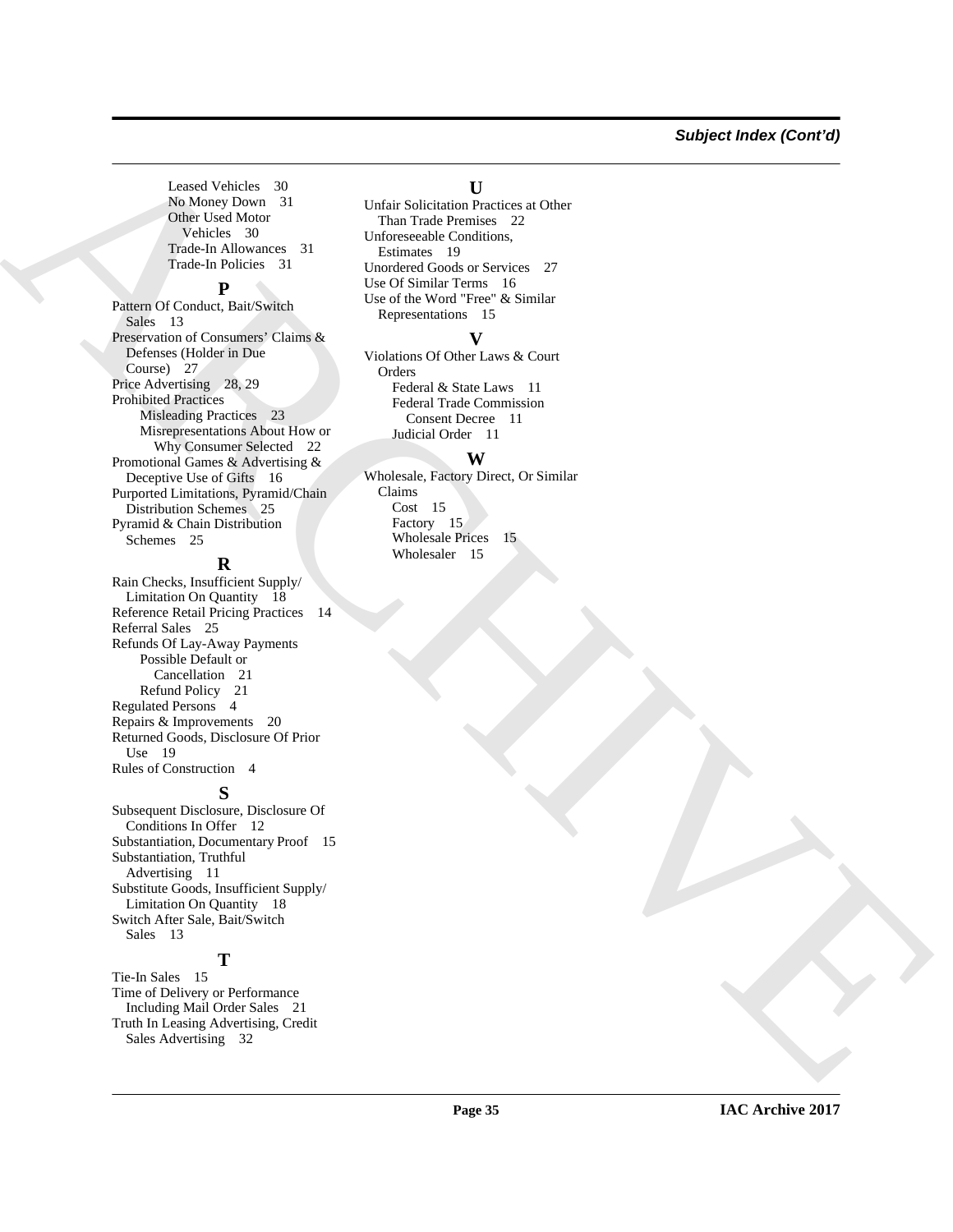Leased Vehicles 30
No Money Down 31
Other Used Motor Vehicles 30
Trade-In Allowances 31
Trade-In Policies 31

## P

Pattern Of Conduct, Bait/Switch Sales 13
Preservation of Consumers' Claims & Defenses (Holder in Due Course) 27
Price Advertising 28, 29
Prohibited Practices
Misleading Practices 23
Misrepresentations About How or Why Consumer Selected 22
Promotional Games & Advertising & Deceptive Use of Gifts 16
Purported Limitations, Pyramid/Chain Distribution Schemes 25
Pyramid & Chain Distribution Schemes 25

## R

Rain Checks, Insufficient Supply/ Limitation On Quantity 18
Reference Retail Pricing Practices 14
Referral Sales 25
Refunds Of Lay-Away Payments
Possible Default or Cancellation 21
Refund Policy 21
Regulated Persons 4
Repairs & Improvements 20
Returned Goods, Disclosure Of Prior Use 19
Rules of Construction 4

## S

Subsequent Disclosure, Disclosure Of Conditions In Offer 12
Substantiation, Documentary Proof 15
Substantiation, Truthful Advertising 11
Substitute Goods, Insufficient Supply/ Limitation On Quantity 18
Switch After Sale, Bait/Switch Sales 13

## T

Tie-In Sales 15
Time of Delivery or Performance Including Mail Order Sales 21
Truth In Leasing Advertising, Credit Sales Advertising 32

## U

Unfair Solicitation Practices at Other Than Trade Premises 22
Unforeseeable Conditions, Estimates 19
Unordered Goods or Services 27
Use Of Similar Terms 16
Use of the Word "Free" & Similar Representations 15

## V

Violations Of Other Laws & Court Orders
Federal & State Laws 11
Federal Trade Commission Consent Decree 11
Judicial Order 11

## W

Wholesale, Factory Direct, Or Similar Claims
Cost 15
Factory 15
Wholesale Prices 15
Wholesaler 15